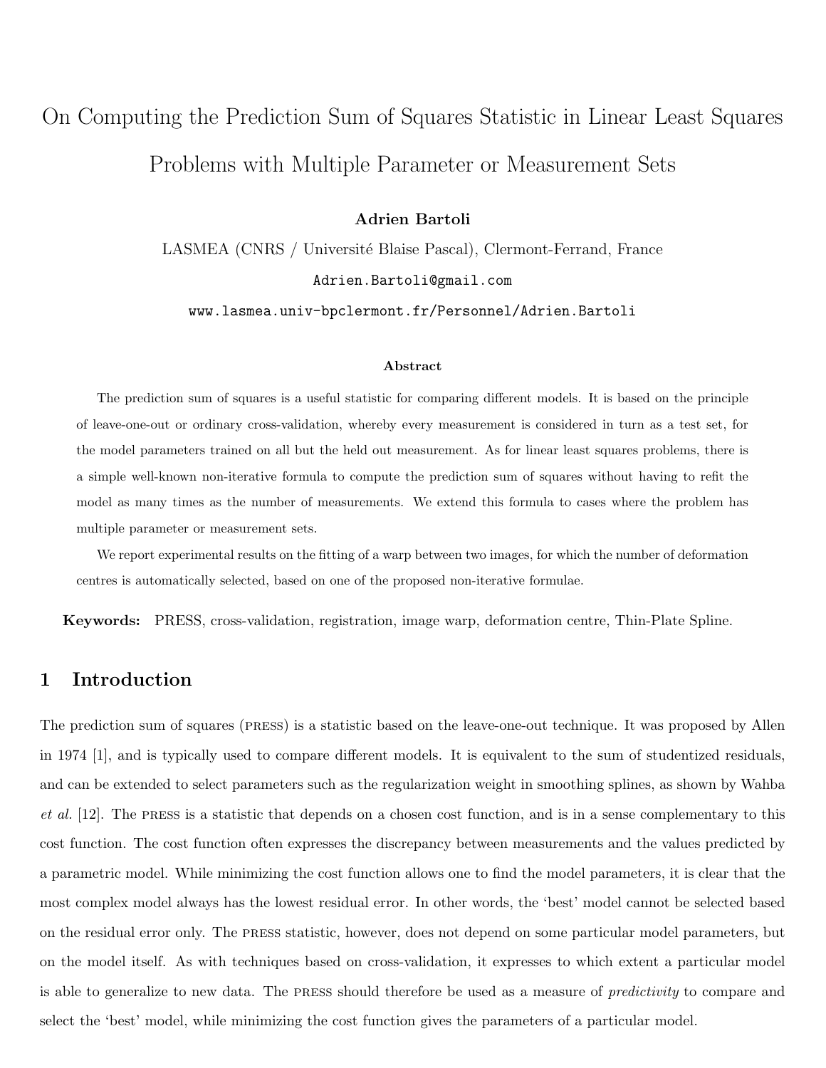# On Computing the Prediction Sum of Squares Statistic in Linear Least Squares Problems with Multiple Parameter or Measurement Sets

**Adrien Bartoli**

LASMEA (CNRS / Université Blaise Pascal), Clermont-Ferrand, France

Adrien.Bartoli@gmail.com

www.lasmea.univ-bpclermont.fr/Personnel/Adrien.Bartoli

**Abstract**

The prediction sum of squares is a useful statistic for comparing different models. It is based on the principle of leave-one-out or ordinary cross-validation, whereby every measurement is considered in turn as a test set, for the model parameters trained on all but the held out measurement. As for linear least squares problems, there is a simple well-known non-iterative formula to compute the prediction sum of squares without having to refit the model as many times as the number of measurements. We extend this formula to cases where the problem has multiple parameter or measurement sets.

We report experimental results on the fitting of a warp between two images, for which the number of deformation centres is automatically selected, based on one of the proposed non-iterative formulae.

**Keywords:** PRESS, cross-validation, registration, image warp, deformation centre, Thin-Plate Spline.

## 1 Introduction

The prediction sum of squares (PRESS) is a statistic based on the leave-one-out technique. It was proposed by Allen in 1974 [1], and is typically used to compare different models. It is equivalent to the sum of studentized residuals, and can be extended to select parameters such as the regularization weight in smoothing splines, as shown by Wahba *et al.* [12]. The PRESS is a statistic that depends on a chosen cost function, and is in a sense complementary to this cost function. The cost function often expresses the discrepancy between measurements and the values predicted by a parametric model. While minimizing the cost function allows one to find the model parameters, it is clear that the most complex model always has the lowest residual error. In other words, the 'best' model cannot be selected based on the residual error only. The PRESS statistic, however, does not depend on some particular model parameters, but on the model itself. As with techniques based on cross-validation, it expresses to which extent a particular model is able to generalize to new data. The PRESS should therefore be used as a measure of *predictivity* to compare and select the 'best' model, while minimizing the cost function gives the parameters of a particular model.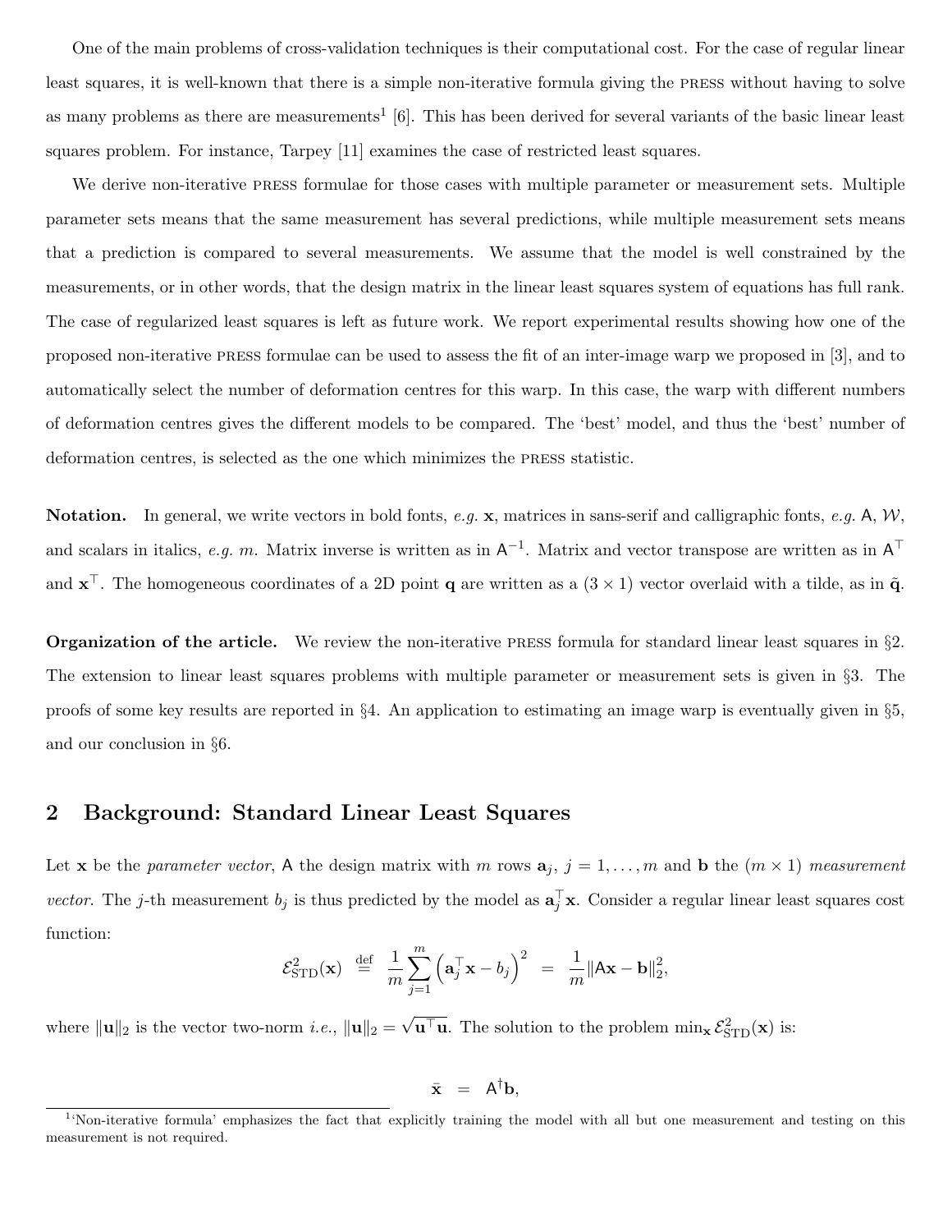One of the main problems of cross-validation techniques is their computational cost. For the case of regular linear least squares, it is well-known that there is a simple non-iterative formula giving the PRESS without having to solve as many problems as there are measurements[1] [6]. This has been derived for several variants of the basic linear least squares problem. For instance, Tarpey [11] examines the case of restricted least squares.

We derive non-iterative PRESS formulae for those cases with multiple parameter or measurement sets. Multiple parameter sets means that the same measurement has several predictions, while multiple measurement sets means that a prediction is compared to several measurements. We assume that the model is well constrained by the measurements, or in other words, that the design matrix in the linear least squares system of equations has full rank. The case of regularized least squares is left as future work. We report experimental results showing how one of the proposed non-iterative PRESS formulae can be used to assess the fit of an inter-image warp we proposed in [3], and to automatically select the number of deformation centres for this warp. In this case, the warp with different numbers of deformation centres gives the different models to be compared. The 'best' model, and thus the 'best' number of deformation centres, is selected as the one which minimizes the PRESS statistic.

**Notation.** In general, we write vectors in bold fonts, *e.g.* $\mathbf{x}$, matrices in sans-serif and calligraphic fonts, *e.g.* $\mathsf{A}$, $\mathcal{W}$, and scalars in italics, *e.g.* $m$. Matrix inverse is written as in $\mathsf{A}^{-1}$. Matrix and vector transpose are written as in $\mathsf{A}^\top$ and $\mathbf{x}^\top$. The homogeneous coordinates of a 2D point $\mathbf{q}$ are written as a $(3 \times 1)$ vector overlaid with a tilde, as in $\tilde{\mathbf{q}}$.

**Organization of the article.** We review the non-iterative PRESS formula for standard linear least squares in §2. The extension to linear least squares problems with multiple parameter or measurement sets is given in §3. The proofs of some key results are reported in §4. An application to estimating an image warp is eventually given in §5, and our conclusion in §6.

## 2 Background: Standard Linear Least Squares

Let $\mathbf{x}$ be the *parameter vector*, $\mathsf{A}$ the design matrix with $m$ rows $\mathbf{a}_j$, $j = 1, \ldots, m$ and $\mathbf{b}$ the $(m \times 1)$ *measurement vector*. The $j$-th measurement $b_j$ is thus predicted by the model as $\mathbf{a}_j^\top \mathbf{x}$. Consider a regular linear least squares cost function:

$$\mathcal{E}^2_{\text{STD}}(\mathbf{x}) \stackrel{\text{def}}{=} \frac{1}{m} \sum_{j=1}^{m} \left( \mathbf{a}_j^\top \mathbf{x} - b_j \right)^2 = \frac{1}{m} \|\mathsf{A}\mathbf{x} - \mathbf{b}\|_2^2,$$

where $\|\mathbf{u}\|_2$ is the vector two-norm *i.e.*, $\|\mathbf{u}\|_2 = \sqrt{\mathbf{u}^\top \mathbf{u}}$. The solution to the problem $\min_{\mathbf{x}} \mathcal{E}^2_{\text{STD}}(\mathbf{x})$ is:

$$\bar{\mathbf{x}} = \mathsf{A}^\dagger \mathbf{b},$$

[1] 'Non-iterative formula' emphasizes the fact that explicitly training the model with all but one measurement and testing on this measurement is not required.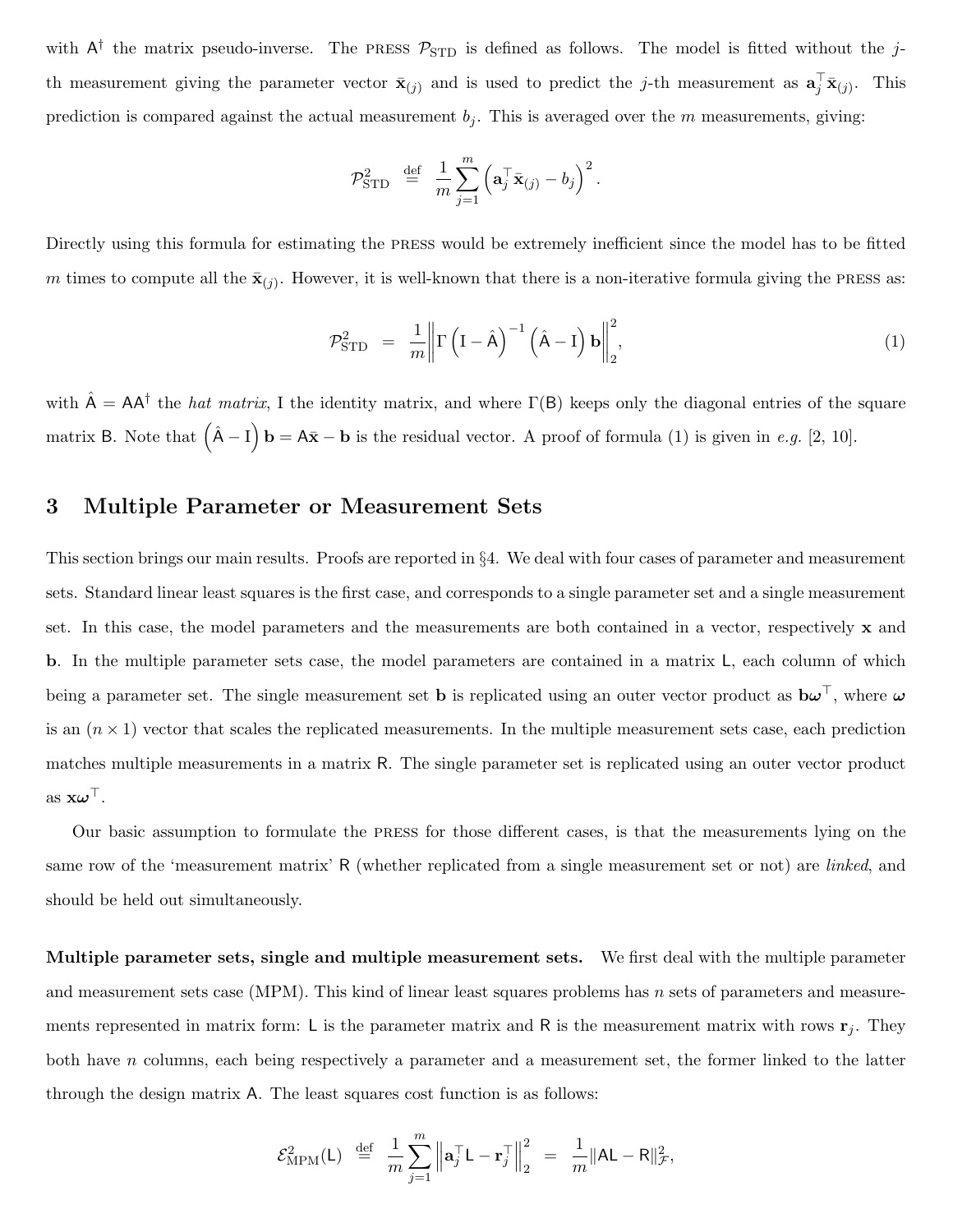with $\mathsf{A}^\dagger$ the matrix pseudo-inverse. The PRESS $\mathcal{P}_{\text{STD}}$ is defined as follows. The model is fitted without the $j$-th measurement giving the parameter vector $\bar{\mathbf{x}}_{(j)}$ and is used to predict the $j$-th measurement as $\mathbf{a}_j^\top \bar{\mathbf{x}}_{(j)}$. This prediction is compared against the actual measurement $b_j$. This is averaged over the $m$ measurements, giving:

$$\mathcal{P}_{\text{STD}}^2 \stackrel{\text{def}}{=} \frac{1}{m}\sum_{j=1}^{m}\left(\mathbf{a}_j^\top \bar{\mathbf{x}}_{(j)} - b_j\right)^2.$$

Directly using this formula for estimating the PRESS would be extremely inefficient since the model has to be fitted $m$ times to compute all the $\bar{\mathbf{x}}_{(j)}$. However, it is well-known that there is a non-iterative formula giving the PRESS as:

$$\mathcal{P}_{\text{STD}}^2 = \frac{1}{m}\left\| \Gamma\left(\mathsf{I} - \hat{\mathsf{A}}\right)^{-1}\left(\hat{\mathsf{A}} - \mathsf{I}\right)\mathbf{b}\right\|_2^2, \tag{1}$$

with $\hat{\mathsf{A}} = \mathsf{A}\mathsf{A}^\dagger$ the *hat matrix*, $\mathsf{I}$ the identity matrix, and where $\Gamma(\mathsf{B})$ keeps only the diagonal entries of the square matrix $\mathsf{B}$. Note that $\left(\hat{\mathsf{A}} - \mathsf{I}\right)\mathbf{b} = \mathsf{A}\bar{\mathbf{x}} - \mathbf{b}$ is the residual vector. A proof of formula (1) is given in *e.g.* [2, 10].

## 3 Multiple Parameter or Measurement Sets

This section brings our main results. Proofs are reported in §4. We deal with four cases of parameter and measurement sets. Standard linear least squares is the first case, and corresponds to a single parameter set and a single measurement set. In this case, the model parameters and the measurements are both contained in a vector, respectively $\mathbf{x}$ and $\mathbf{b}$. In the multiple parameter sets case, the model parameters are contained in a matrix $\mathsf{L}$, each column of which being a parameter set. The single measurement set $\mathbf{b}$ is replicated using an outer vector product as $\mathbf{b}\boldsymbol{\omega}^\top$, where $\boldsymbol{\omega}$ is an $(n \times 1)$ vector that scales the replicated measurements. In the multiple measurement sets case, each prediction matches multiple measurements in a matrix $\mathsf{R}$. The single parameter set is replicated using an outer vector product as $\mathbf{x}\boldsymbol{\omega}^\top$.

Our basic assumption to formulate the PRESS for those different cases, is that the measurements lying on the same row of the 'measurement matrix' $\mathsf{R}$ (whether replicated from a single measurement set or not) are *linked*, and should be held out simultaneously.

**Multiple parameter sets, single and multiple measurement sets.** We first deal with the multiple parameter and measurement sets case (MPM). This kind of linear least squares problems has $n$ sets of parameters and measurements represented in matrix form: $\mathsf{L}$ is the parameter matrix and $\mathsf{R}$ is the measurement matrix with rows $\mathbf{r}_j$. They both have $n$ columns, each being respectively a parameter and a measurement set, the former linked to the latter through the design matrix $\mathsf{A}$. The least squares cost function is as follows:

$$\mathcal{E}_{\text{MPM}}^2(\mathsf{L}) \stackrel{\text{def}}{=} \frac{1}{m}\sum_{j=1}^{m}\left\|\mathbf{a}_j^\top \mathsf{L} - \mathbf{r}_j^\top\right\|_2^2 = \frac{1}{m}\|\mathsf{A}\mathsf{L} - \mathsf{R}\|_{\mathcal{F}}^2,$$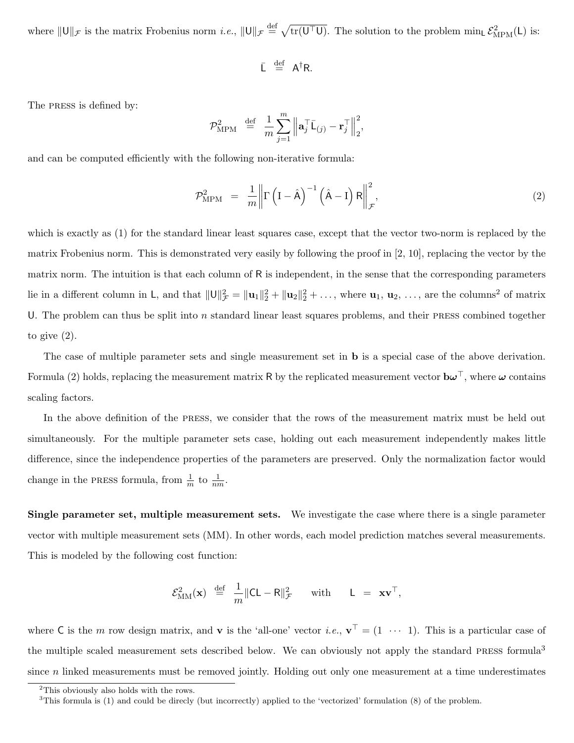where $\|\mathsf{U}\|_{\mathcal{F}}$ is the matrix Frobenius norm *i.e.*, $\|\mathsf{U}\|_{\mathcal{F}} \stackrel{\text{def}}{=} \sqrt{\text{tr}(\mathsf{U}^\top \mathsf{U})}$. The solution to the problem $\min_{\mathsf{L}} \mathcal{E}^2_{\text{MPM}}(\mathsf{L})$ is:

$$\bar{\mathsf{L}} \stackrel{\text{def}}{=} \mathsf{A}^\dagger \mathsf{R}.$$

The PRESS is defined by:

$$\mathcal{P}^2_{\text{MPM}} \stackrel{\text{def}}{=} \frac{1}{m} \sum_{j=1}^{m} \left\| \mathbf{a}_j^\top \bar{\mathsf{L}}_{(j)} - \mathbf{r}_j^\top \right\|_2^2,$$

and can be computed efficiently with the following non-iterative formula:

$$\mathcal{P}^2_{\text{MPM}} = \frac{1}{m} \left\| \Gamma \left( \mathrm{I} - \hat{\mathsf{A}} \right)^{-1} \left( \hat{\mathsf{A}} - \mathrm{I} \right) \mathsf{R} \right\|_{\mathcal{F}}^2, \tag{2}$$

which is exactly as (1) for the standard linear least squares case, except that the vector two-norm is replaced by the matrix Frobenius norm. This is demonstrated very easily by following the proof in [2, 10], replacing the vector by the matrix norm. The intuition is that each column of $\mathsf{R}$ is independent, in the sense that the corresponding parameters lie in a different column in $\mathsf{L}$, and that $\|\mathsf{U}\|^2_{\mathcal{F}} = \|\mathbf{u}_1\|_2^2 + \|\mathbf{u}_2\|_2^2 + \dots$, where $\mathbf{u}_1$, $\mathbf{u}_2$, $\dots$, are the columns[2] of matrix $\mathsf{U}$. The problem can thus be split into $n$ standard linear least squares problems, and their PRESS combined together to give (2).

The case of multiple parameter sets and single measurement set in $\mathbf{b}$ is a special case of the above derivation. Formula (2) holds, replacing the measurement matrix $\mathsf{R}$ by the replicated measurement vector $\mathbf{b}\boldsymbol{\omega}^\top$, where $\boldsymbol{\omega}$ contains scaling factors.

In the above definition of the PRESS, we consider that the rows of the measurement matrix must be held out simultaneously. For the multiple parameter sets case, holding out each measurement independently makes little difference, since the independence properties of the parameters are preserved. Only the normalization factor would change in the PRESS formula, from $\frac{1}{m}$ to $\frac{1}{nm}$.

**Single parameter set, multiple measurement sets.** We investigate the case where there is a single parameter vector with multiple measurement sets (MM). In other words, each model prediction matches several measurements. This is modeled by the following cost function:

$$\mathcal{E}^2_{\text{MM}}(\mathbf{x}) \stackrel{\text{def}}{=} \frac{1}{m} \|\mathsf{C}\mathsf{L} - \mathsf{R}\|^2_{\mathcal{F}} \qquad \text{with} \qquad \mathsf{L} = \mathbf{x}\mathbf{v}^\top,$$

where $\mathsf{C}$ is the $m$ row design matrix, and $\mathbf{v}$ is the 'all-one' vector *i.e.*, $\mathbf{v}^\top = (1 \ \cdots \ 1)$. This is a particular case of the multiple scaled measurement sets described below. We can obviously not apply the standard PRESS formula[3] since $n$ linked measurements must be removed jointly. Holding out only one measurement at a time underestimates

[2] This obviously also holds with the rows.

[3] This formula is (1) and could be direcly (but incorrectly) applied to the 'vectorized' formulation (8) of the problem.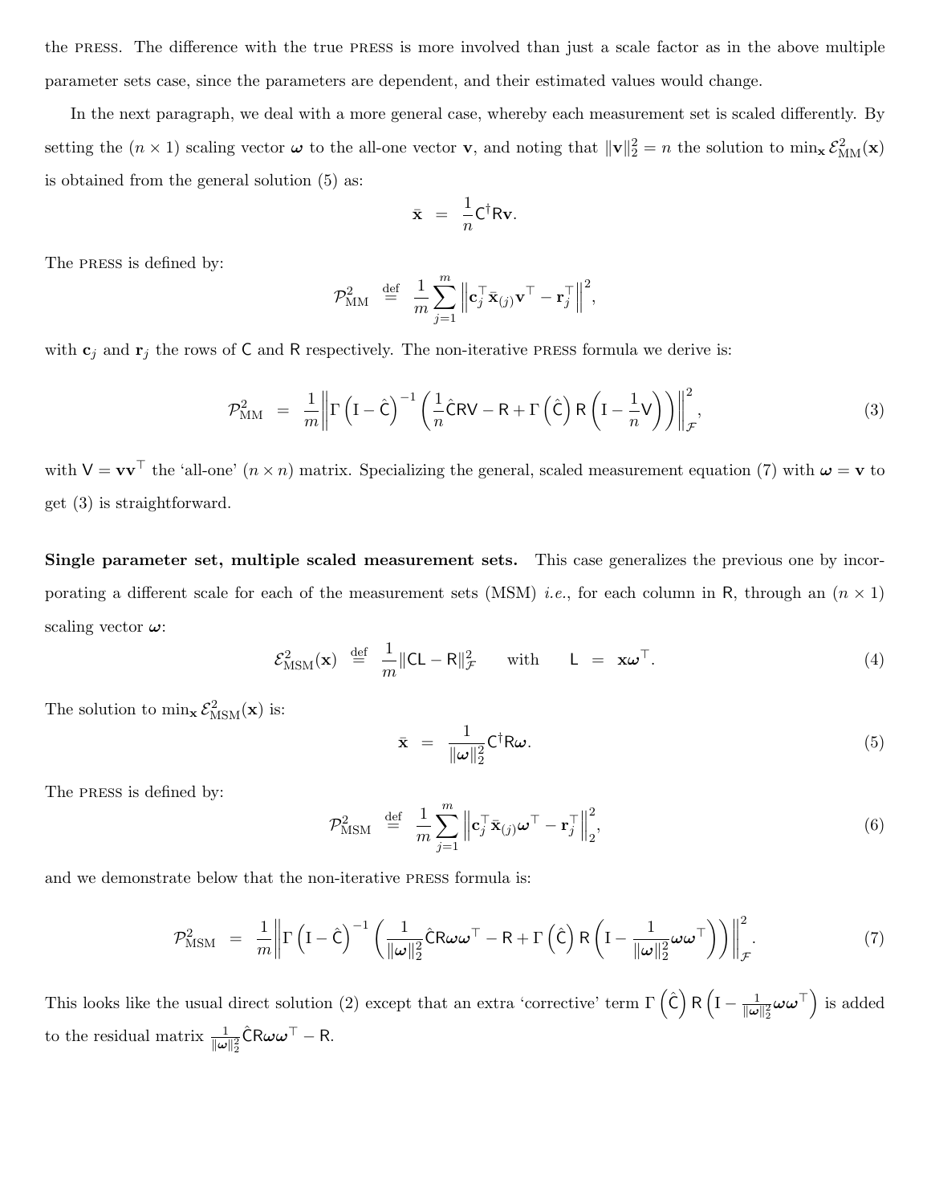the PRESS. The difference with the true PRESS is more involved than just a scale factor as in the above multiple parameter sets case, since the parameters are dependent, and their estimated values would change.

In the next paragraph, we deal with a more general case, whereby each measurement set is scaled differently. By setting the $(n \times 1)$ scaling vector $\boldsymbol{\omega}$ to the all-one vector $\mathbf{v}$, and noting that $\|\mathbf{v}\|_2^2 = n$ the solution to $\min_{\mathbf{x}} \mathcal{E}^2_{\mathrm{MM}}(\mathbf{x})$ is obtained from the general solution (5) as:

$$\bar{\mathbf{x}} \;=\; \frac{1}{n}\mathsf{C}^{\dagger}\mathsf{R}\mathbf{v}.$$

The PRESS is defined by:

$$\mathcal{P}^2_{\mathrm{MM}} \;\stackrel{\mathrm{def}}{=}\; \frac{1}{m}\sum_{j=1}^{m}\left\|\mathbf{c}_j^{\top}\bar{\mathbf{x}}_{(j)}\mathbf{v}^{\top} - \mathbf{r}_j^{\top}\right\|^2,$$

with $\mathbf{c}_j$ and $\mathbf{r}_j$ the rows of $\mathsf{C}$ and $\mathsf{R}$ respectively. The non-iterative PRESS formula we derive is:

$$\mathcal{P}^2_{\mathrm{MM}} \;=\; \frac{1}{m}\left\|\Gamma\left(\mathrm{I} - \hat{\mathsf{C}}\right)^{-1}\left(\frac{1}{n}\hat{\mathsf{C}}\mathsf{R}\mathsf{V} - \mathsf{R} + \Gamma\left(\hat{\mathsf{C}}\right)\mathsf{R}\left(\mathrm{I} - \frac{1}{n}\mathsf{V}\right)\right)\right\|^2_{\mathcal{F}}, \tag{3}$$

with $\mathsf{V} = \mathbf{v}\mathbf{v}^{\top}$ the 'all-one' $(n \times n)$ matrix. Specializing the general, scaled measurement equation (7) with $\boldsymbol{\omega} = \mathbf{v}$ to get (3) is straightforward.

**Single parameter set, multiple scaled measurement sets.** This case generalizes the previous one by incorporating a different scale for each of the measurement sets (MSM) *i.e.*, for each column in $\mathsf{R}$, through an $(n \times 1)$ scaling vector $\boldsymbol{\omega}$:

$$\mathcal{E}^2_{\mathrm{MSM}}(\mathbf{x}) \;\stackrel{\mathrm{def}}{=}\; \frac{1}{m}\|\mathsf{C}\mathsf{L} - \mathsf{R}\|^2_{\mathcal{F}} \qquad \text{with} \qquad \mathsf{L} \;=\; \mathbf{x}\boldsymbol{\omega}^{\top}. \tag{4}$$

The solution to $\min_{\mathbf{x}} \mathcal{E}^2_{\mathrm{MSM}}(\mathbf{x})$ is:

$$\bar{\mathbf{x}} \;=\; \frac{1}{\|\boldsymbol{\omega}\|_2^2}\mathsf{C}^{\dagger}\mathsf{R}\boldsymbol{\omega}. \tag{5}$$

The PRESS is defined by:

$$\mathcal{P}^2_{\mathrm{MSM}} \;\stackrel{\mathrm{def}}{=}\; \frac{1}{m}\sum_{j=1}^{m}\left\|\mathbf{c}_j^{\top}\bar{\mathbf{x}}_{(j)}\boldsymbol{\omega}^{\top} - \mathbf{r}_j^{\top}\right\|^2_2, \tag{6}$$

and we demonstrate below that the non-iterative PRESS formula is:

$$\mathcal{P}^2_{\mathrm{MSM}} \;=\; \frac{1}{m}\left\|\Gamma\left(\mathrm{I} - \hat{\mathsf{C}}\right)^{-1}\left(\frac{1}{\|\boldsymbol{\omega}\|_2^2}\hat{\mathsf{C}}\mathsf{R}\boldsymbol{\omega}\boldsymbol{\omega}^{\top} - \mathsf{R} + \Gamma\left(\hat{\mathsf{C}}\right)\mathsf{R}\left(\mathrm{I} - \frac{1}{\|\boldsymbol{\omega}\|_2^2}\boldsymbol{\omega}\boldsymbol{\omega}^{\top}\right)\right)\right\|^2_{\mathcal{F}}. \tag{7}$$

This looks like the usual direct solution (2) except that an extra 'corrective' term $\Gamma\left(\hat{\mathsf{C}}\right)\mathsf{R}\left(\mathrm{I} - \frac{1}{\|\boldsymbol{\omega}\|_2^2}\boldsymbol{\omega}\boldsymbol{\omega}^{\top}\right)$ is added to the residual matrix $\frac{1}{\|\boldsymbol{\omega}\|_2^2}\hat{\mathsf{C}}\mathsf{R}\boldsymbol{\omega}\boldsymbol{\omega}^{\top} - \mathsf{R}$.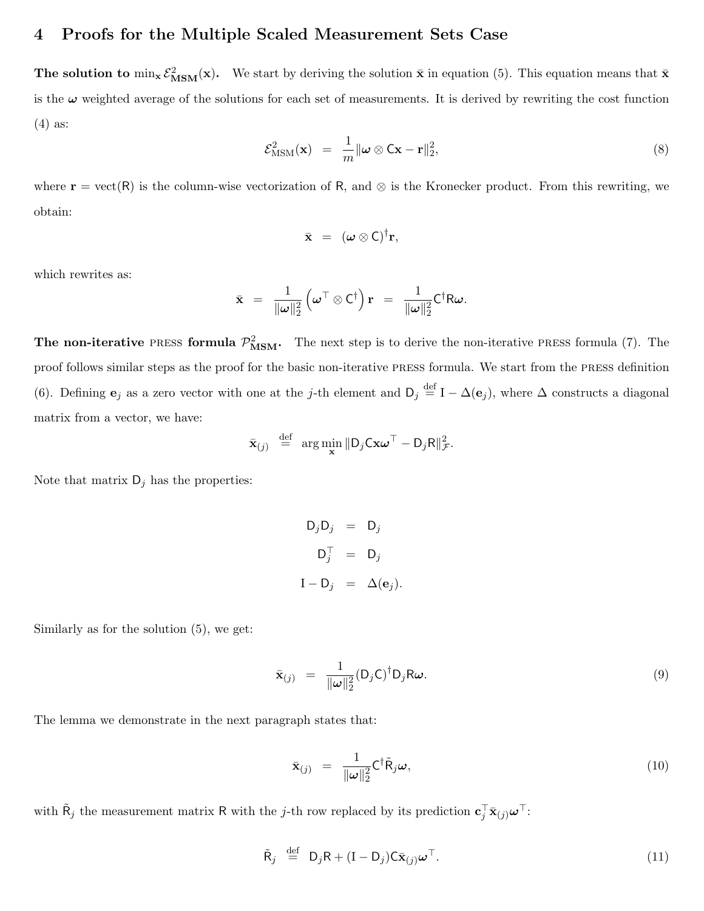# 4 Proofs for the Multiple Scaled Measurement Sets Case

**The solution to $\min_{\mathbf{x}} \mathcal{E}^2_{\mathbf{MSM}}(\mathbf{x})$.** We start by deriving the solution $\bar{\mathbf{x}}$ in equation (5). This equation means that $\bar{\mathbf{x}}$ is the $\boldsymbol{\omega}$ weighted average of the solutions for each set of measurements. It is derived by rewriting the cost function (4) as:

$$\mathcal{E}^2_{\mathrm{MSM}}(\mathbf{x}) \;=\; \frac{1}{m}\|\boldsymbol{\omega} \otimes \mathsf{C}\mathbf{x} - \mathbf{r}\|_2^2, \tag{8}$$

where $\mathbf{r} = \mathrm{vect}(\mathsf{R})$ is the column-wise vectorization of $\mathsf{R}$, and $\otimes$ is the Kronecker product. From this rewriting, we obtain:

$$\bar{\mathbf{x}} \;=\; (\boldsymbol{\omega} \otimes \mathsf{C})^{\dagger}\mathbf{r},$$

which rewrites as:

$$\bar{\mathbf{x}} \;=\; \frac{1}{\|\boldsymbol{\omega}\|_2^2}\left(\boldsymbol{\omega}^{\top} \otimes \mathsf{C}^{\dagger}\right)\mathbf{r} \;=\; \frac{1}{\|\boldsymbol{\omega}\|_2^2}\mathsf{C}^{\dagger}\mathsf{R}\boldsymbol{\omega}.$$

**The non-iterative PRESS formula $\mathcal{P}^2_{\mathbf{MSM}}$.** The next step is to derive the non-iterative PRESS formula (7). The proof follows similar steps as the proof for the basic non-iterative PRESS formula. We start from the PRESS definition (6). Defining $\mathbf{e}_j$ as a zero vector with one at the $j$-th element and $\mathsf{D}_j \stackrel{\text{def}}{=} \mathrm{I} - \Delta(\mathbf{e}_j)$, where $\Delta$ constructs a diagonal matrix from a vector, we have:

$$\bar{\mathbf{x}}_{(j)} \;\stackrel{\text{def}}{=}\; \arg\min_{\mathbf{x}} \|\mathsf{D}_j\mathsf{C}\mathbf{x}\boldsymbol{\omega}^{\top} - \mathsf{D}_j\mathsf{R}\|^2_{\mathcal{F}}.$$

Note that matrix $\mathsf{D}_j$ has the properties:

$$\begin{aligned}
\mathsf{D}_j\mathsf{D}_j &= \mathsf{D}_j \\
\mathsf{D}_j^{\top} &= \mathsf{D}_j \\
\mathrm{I} - \mathsf{D}_j &= \Delta(\mathbf{e}_j).
\end{aligned}$$

Similarly as for the solution (5), we get:

$$\bar{\mathbf{x}}_{(j)} \;=\; \frac{1}{\|\boldsymbol{\omega}\|_2^2}(\mathsf{D}_j\mathsf{C})^{\dagger}\mathsf{D}_j\mathsf{R}\boldsymbol{\omega}. \tag{9}$$

The lemma we demonstrate in the next paragraph states that:

$$\bar{\mathbf{x}}_{(j)} \;=\; \frac{1}{\|\boldsymbol{\omega}\|_2^2}\mathsf{C}^{\dagger}\tilde{\mathsf{R}}_j\boldsymbol{\omega}, \tag{10}$$

with $\tilde{\mathsf{R}}_j$ the measurement matrix $\mathsf{R}$ with the $j$-th row replaced by its prediction $\mathbf{c}_j^{\top}\bar{\mathbf{x}}_{(j)}\boldsymbol{\omega}^{\top}$:

$$\tilde{\mathsf{R}}_j \;\stackrel{\text{def}}{=}\; \mathsf{D}_j\mathsf{R} + (\mathrm{I} - \mathsf{D}_j)\mathsf{C}\bar{\mathbf{x}}_{(j)}\boldsymbol{\omega}^{\top}. \tag{11}$$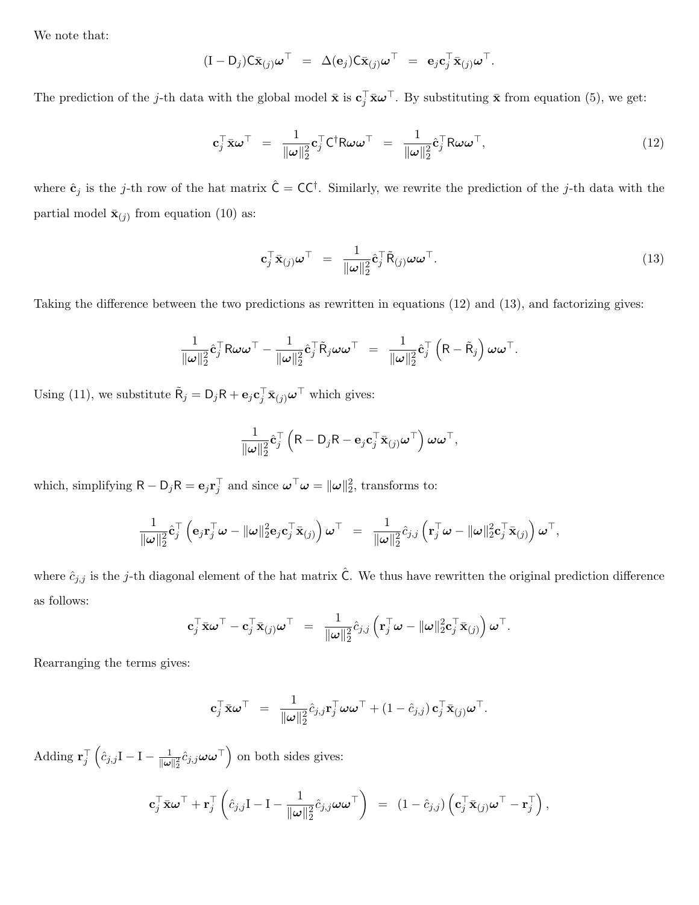We note that:

$$(\mathsf{I} - \mathsf{D}_j)\mathsf{C}\bar{\mathbf{x}}_{(j)}\boldsymbol{\omega}^\top \;=\; \Delta(\mathbf{e}_j)\mathsf{C}\bar{\mathbf{x}}_{(j)}\boldsymbol{\omega}^\top \;=\; \mathbf{e}_j\mathbf{c}_j^\top\bar{\mathbf{x}}_{(j)}\boldsymbol{\omega}^\top.$$

The prediction of the $j$-th data with the global model $\bar{\mathbf{x}}$ is $\mathbf{c}_j^\top\bar{\mathbf{x}}\boldsymbol{\omega}^\top$. By substituting $\bar{\mathbf{x}}$ from equation (5), we get:

$$\mathbf{c}_j^\top\bar{\mathbf{x}}\boldsymbol{\omega}^\top \;=\; \frac{1}{\|\boldsymbol{\omega}\|_2^2}\mathbf{c}_j^\top\mathsf{C}^\dagger\mathsf{R}\boldsymbol{\omega}\boldsymbol{\omega}^\top \;=\; \frac{1}{\|\boldsymbol{\omega}\|_2^2}\hat{\mathbf{c}}_j^\top\mathsf{R}\boldsymbol{\omega}\boldsymbol{\omega}^\top, \tag{12}$$

where $\hat{\mathbf{c}}_j$ is the $j$-th row of the hat matrix $\hat{\mathsf{C}} = \mathsf{C}\mathsf{C}^\dagger$. Similarly, we rewrite the prediction of the $j$-th data with the partial model $\bar{\mathbf{x}}_{(j)}$ from equation (10) as:

$$\mathbf{c}_j^\top\bar{\mathbf{x}}_{(j)}\boldsymbol{\omega}^\top \;=\; \frac{1}{\|\boldsymbol{\omega}\|_2^2}\hat{\mathbf{c}}_j^\top\tilde{\mathsf{R}}_{(j)}\boldsymbol{\omega}\boldsymbol{\omega}^\top. \tag{13}$$

Taking the difference between the two predictions as rewritten in equations (12) and (13), and factorizing gives:

$$\frac{1}{\|\boldsymbol{\omega}\|_2^2}\hat{\mathbf{c}}_j^\top\mathsf{R}\boldsymbol{\omega}\boldsymbol{\omega}^\top - \frac{1}{\|\boldsymbol{\omega}\|_2^2}\hat{\mathbf{c}}_j^\top\tilde{\mathsf{R}}_j\boldsymbol{\omega}\boldsymbol{\omega}^\top \;=\; \frac{1}{\|\boldsymbol{\omega}\|_2^2}\hat{\mathbf{c}}_j^\top\left(\mathsf{R} - \tilde{\mathsf{R}}_j\right)\boldsymbol{\omega}\boldsymbol{\omega}^\top.$$

Using (11), we substitute $\tilde{\mathsf{R}}_j = \mathsf{D}_j\mathsf{R} + \mathbf{e}_j\mathbf{c}_j^\top\bar{\mathbf{x}}_{(j)}\boldsymbol{\omega}^\top$ which gives:

$$\frac{1}{\|\boldsymbol{\omega}\|_2^2}\hat{\mathbf{c}}_j^\top\left(\mathsf{R} - \mathsf{D}_j\mathsf{R} - \mathbf{e}_j\mathbf{c}_j^\top\bar{\mathbf{x}}_{(j)}\boldsymbol{\omega}^\top\right)\boldsymbol{\omega}\boldsymbol{\omega}^\top,$$

which, simplifying $\mathsf{R} - \mathsf{D}_j\mathsf{R} = \mathbf{e}_j\mathbf{r}_j^\top$ and since $\boldsymbol{\omega}^\top\boldsymbol{\omega} = \|\boldsymbol{\omega}\|_2^2$, transforms to:

$$\frac{1}{\|\boldsymbol{\omega}\|_2^2}\hat{\mathbf{c}}_j^\top\left(\mathbf{e}_j\mathbf{r}_j^\top\boldsymbol{\omega} - \|\boldsymbol{\omega}\|_2^2\mathbf{e}_j\mathbf{c}_j^\top\bar{\mathbf{x}}_{(j)}\right)\boldsymbol{\omega}^\top \;=\; \frac{1}{\|\boldsymbol{\omega}\|_2^2}\hat{c}_{j,j}\left(\mathbf{r}_j^\top\boldsymbol{\omega} - \|\boldsymbol{\omega}\|_2^2\mathbf{c}_j^\top\bar{\mathbf{x}}_{(j)}\right)\boldsymbol{\omega}^\top,$$

where $\hat{c}_{j,j}$ is the $j$-th diagonal element of the hat matrix $\hat{\mathsf{C}}$. We thus have rewritten the original prediction difference as follows:

$$\mathbf{c}_j^\top\bar{\mathbf{x}}\boldsymbol{\omega}^\top - \mathbf{c}_j^\top\bar{\mathbf{x}}_{(j)}\boldsymbol{\omega}^\top \;=\; \frac{1}{\|\boldsymbol{\omega}\|_2^2}\hat{c}_{j,j}\left(\mathbf{r}_j^\top\boldsymbol{\omega} - \|\boldsymbol{\omega}\|_2^2\mathbf{c}_j^\top\bar{\mathbf{x}}_{(j)}\right)\boldsymbol{\omega}^\top.$$

Rearranging the terms gives:

$$\mathbf{c}_j^\top\bar{\mathbf{x}}\boldsymbol{\omega}^\top \;=\; \frac{1}{\|\boldsymbol{\omega}\|_2^2}\hat{c}_{j,j}\mathbf{r}_j^\top\boldsymbol{\omega}\boldsymbol{\omega}^\top + \left(1 - \hat{c}_{j,j}\right)\mathbf{c}_j^\top\bar{\mathbf{x}}_{(j)}\boldsymbol{\omega}^\top.$$

Adding $\mathbf{r}_j^\top\left(\hat{c}_{j,j}\mathrm{I} - \mathrm{I} - \frac{1}{\|\boldsymbol{\omega}\|_2^2}\hat{c}_{j,j}\boldsymbol{\omega}\boldsymbol{\omega}^\top\right)$ on both sides gives:

$$\mathbf{c}_j^\top\bar{\mathbf{x}}\boldsymbol{\omega}^\top + \mathbf{r}_j^\top\left(\hat{c}_{j,j}\mathrm{I} - \mathrm{I} - \frac{1}{\|\boldsymbol{\omega}\|_2^2}\hat{c}_{j,j}\boldsymbol{\omega}\boldsymbol{\omega}^\top\right) \;=\; \left(1 - \hat{c}_{j,j}\right)\left(\mathbf{c}_j^\top\bar{\mathbf{x}}_{(j)}\boldsymbol{\omega}^\top - \mathbf{r}_j^\top\right),$$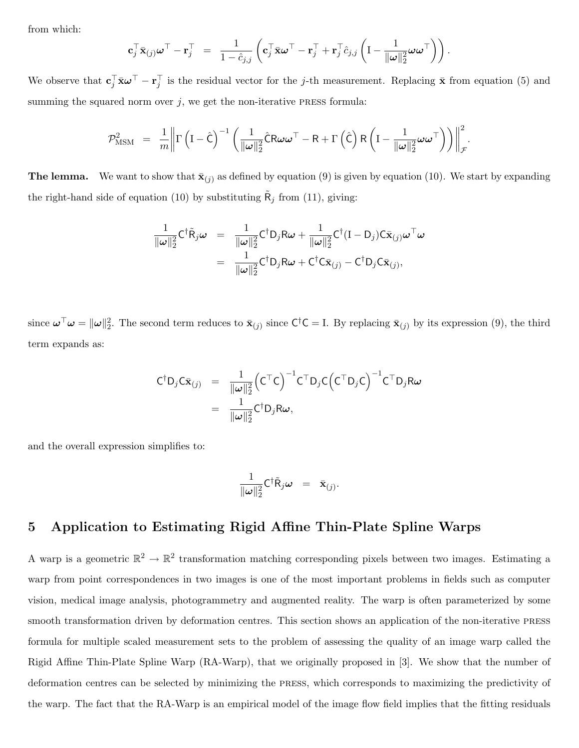from which:

$$\mathbf{c}_j^\top \bar{\mathbf{x}}_{(j)} \boldsymbol{\omega}^\top - \mathbf{r}_j^\top \;=\; \frac{1}{1-\hat{c}_{j,j}} \left( \mathbf{c}_j^\top \bar{\mathbf{x}} \boldsymbol{\omega}^\top - \mathbf{r}_j^\top + \mathbf{r}_j^\top \hat{c}_{j,j} \left( \mathrm{I} - \frac{1}{\|\boldsymbol{\omega}\|_2^2} \boldsymbol{\omega}\boldsymbol{\omega}^\top \right) \right).$$

We observe that $\mathbf{c}_j^\top \bar{\mathbf{x}} \boldsymbol{\omega}^\top - \mathbf{r}_j^\top$ is the residual vector for the $j$-th measurement. Replacing $\bar{\mathbf{x}}$ from equation (5) and summing the squared norm over $j$, we get the non-iterative PRESS formula:

$$\mathcal{P}^2_{\text{MSM}} \;=\; \frac{1}{m} \left\| \Gamma\left(\mathrm{I} - \hat{\mathsf{C}}\right)^{-1} \left( \frac{1}{\|\boldsymbol{\omega}\|_2^2} \hat{\mathsf{C}} \mathsf{R} \boldsymbol{\omega}\boldsymbol{\omega}^\top - \mathsf{R} + \Gamma\left(\hat{\mathsf{C}}\right) \mathsf{R} \left( \mathrm{I} - \frac{1}{\|\boldsymbol{\omega}\|_2^2} \boldsymbol{\omega}\boldsymbol{\omega}^\top \right) \right) \right\|_{\mathcal{F}}^2.$$

**The lemma.** We want to show that $\bar{\mathbf{x}}_{(j)}$ as defined by equation (9) is given by equation (10). We start by expanding the right-hand side of equation (10) by substituting $\tilde{\mathsf{R}}_j$ from (11), giving:

$$\begin{aligned}
\frac{1}{\|\boldsymbol{\omega}\|_2^2} \mathsf{C}^\dagger \tilde{\mathsf{R}}_j \boldsymbol{\omega} \;&=\; \frac{1}{\|\boldsymbol{\omega}\|_2^2} \mathsf{C}^\dagger \mathsf{D}_j \mathsf{R} \boldsymbol{\omega} + \frac{1}{\|\boldsymbol{\omega}\|_2^2} \mathsf{C}^\dagger (\mathrm{I} - \mathsf{D}_j) \mathsf{C} \bar{\mathbf{x}}_{(j)} \boldsymbol{\omega}^\top \boldsymbol{\omega} \\
&=\; \frac{1}{\|\boldsymbol{\omega}\|_2^2} \mathsf{C}^\dagger \mathsf{D}_j \mathsf{R} \boldsymbol{\omega} + \mathsf{C}^\dagger \mathsf{C} \bar{\mathbf{x}}_{(j)} - \mathsf{C}^\dagger \mathsf{D}_j \mathsf{C} \bar{\mathbf{x}}_{(j)},
\end{aligned}$$

since $\boldsymbol{\omega}^\top \boldsymbol{\omega} = \|\boldsymbol{\omega}\|_2^2$. The second term reduces to $\bar{\mathbf{x}}_{(j)}$ since $\mathsf{C}^\dagger \mathsf{C} = \mathrm{I}$. By replacing $\bar{\mathbf{x}}_{(j)}$ by its expression (9), the third term expands as:

$$\begin{aligned}
\mathsf{C}^\dagger \mathsf{D}_j \mathsf{C} \bar{\mathbf{x}}_{(j)} \;&=\; \frac{1}{\|\boldsymbol{\omega}\|_2^2} \left(\mathsf{C}^\top \mathsf{C}\right)^{-1} \mathsf{C}^\top \mathsf{D}_j \mathsf{C} \left(\mathsf{C}^\top \mathsf{D}_j \mathsf{C}\right)^{-1} \mathsf{C}^\top \mathsf{D}_j \mathsf{R} \boldsymbol{\omega} \\
&=\; \frac{1}{\|\boldsymbol{\omega}\|_2^2} \mathsf{C}^\dagger \mathsf{D}_j \mathsf{R} \boldsymbol{\omega},
\end{aligned}$$

and the overall expression simplifies to:

$$\frac{1}{\|\boldsymbol{\omega}\|_2^2} \mathsf{C}^\dagger \tilde{\mathsf{R}}_j \boldsymbol{\omega} \;=\; \bar{\mathbf{x}}_{(j)}.$$

# 5 Application to Estimating Rigid Affine Thin-Plate Spline Warps

A warp is a geometric $\mathbb{R}^2 \to \mathbb{R}^2$ transformation matching corresponding pixels between two images. Estimating a warp from point correspondences in two images is one of the most important problems in fields such as computer vision, medical image analysis, photogrammetry and augmented reality. The warp is often parameterized by some smooth transformation driven by deformation centres. This section shows an application of the non-iterative PRESS formula for multiple scaled measurement sets to the problem of assessing the quality of an image warp called the Rigid Affine Thin-Plate Spline Warp (RA-Warp), that we originally proposed in [3]. We show that the number of deformation centres can be selected by minimizing the PRESS, which corresponds to maximizing the predictivity of the warp. The fact that the RA-Warp is an empirical model of the image flow field implies that the fitting residuals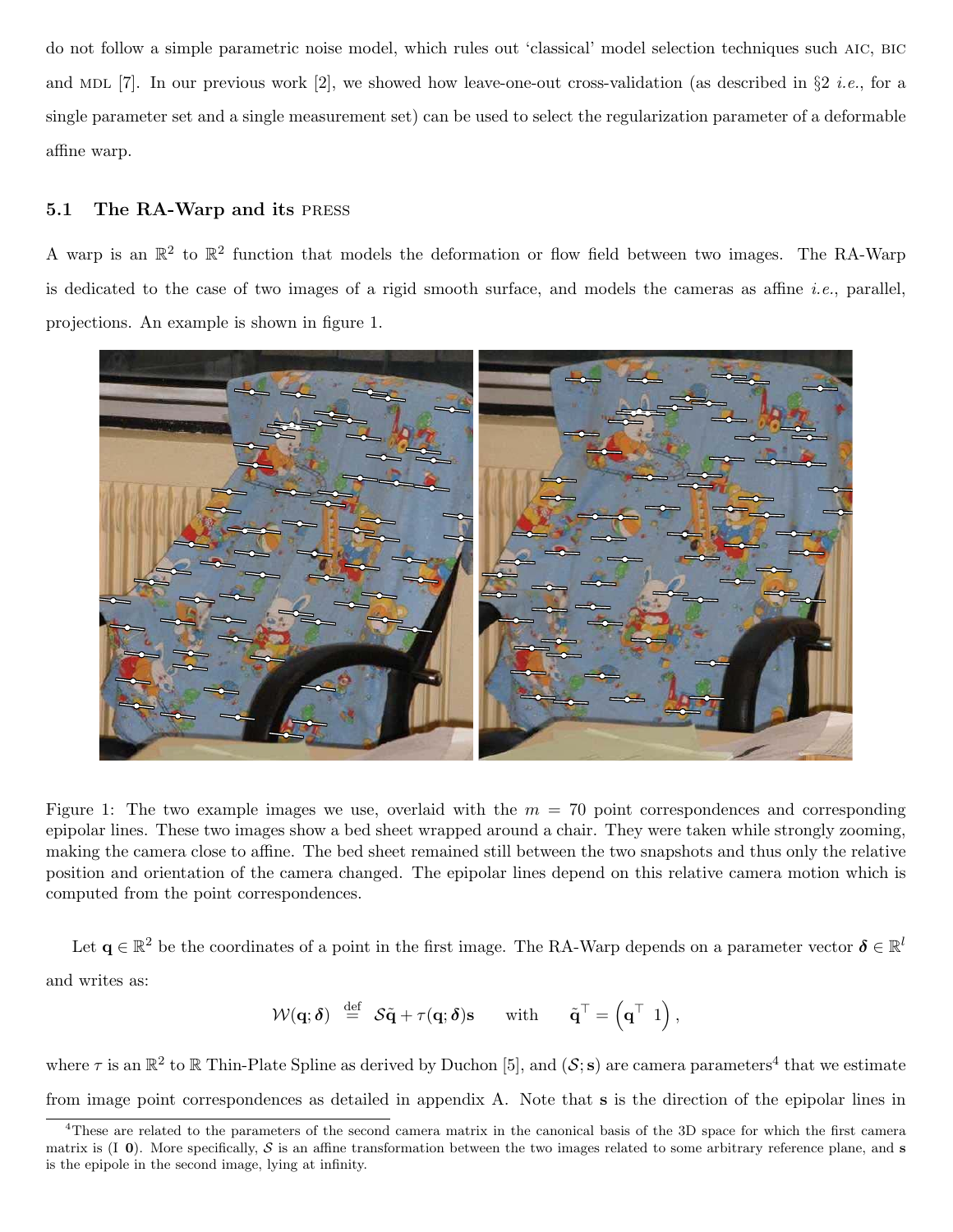do not follow a simple parametric noise model, which rules out 'classical' model selection techniques such AIC, BIC and MDL [7]. In our previous work [2], we showed how leave-one-out cross-validation (as described in §2 *i.e.*, for a single parameter set and a single measurement set) can be used to select the regularization parameter of a deformable affine warp.

### 5.1 The RA-Warp and its PRESS

A warp is an $\mathbb{R}^2$ to $\mathbb{R}^2$ function that models the deformation or flow field between two images. The RA-Warp is dedicated to the case of two images of a rigid smooth surface, and models the cameras as affine *i.e.*, parallel, projections. An example is shown in figure 1.

Figure 1: The two example images we use, overlaid with the $m = 70$ point correspondences and corresponding epipolar lines. These two images show a bed sheet wrapped around a chair. They were taken while strongly zooming, making the camera close to affine. The bed sheet remained still between the two snapshots and thus only the relative position and orientation of the camera changed. The epipolar lines depend on this relative camera motion which is computed from the point correspondences.

Let $\mathbf{q} \in \mathbb{R}^2$ be the coordinates of a point in the first image. The RA-Warp depends on a parameter vector $\boldsymbol{\delta} \in \mathbb{R}^l$ and writes as:

$$\mathcal{W}(\mathbf{q}; \boldsymbol{\delta}) \stackrel{\text{def}}{=} \mathcal{S}\tilde{\mathbf{q}} + \tau(\mathbf{q}; \boldsymbol{\delta})\mathbf{s} \qquad \text{with} \qquad \tilde{\mathbf{q}}^\top = \begin{pmatrix} \mathbf{q}^\top & 1 \end{pmatrix},$$

where $\tau$ is an $\mathbb{R}^2$ to $\mathbb{R}$ Thin-Plate Spline as derived by Duchon [5], and $(\mathcal{S}; \mathbf{s})$ are camera parameters[4] that we estimate from image point correspondences as detailed in appendix A. Note that $\mathbf{s}$ is the direction of the epipolar lines in

[4] These are related to the parameters of the second camera matrix in the canonical basis of the 3D space for which the first camera matrix is (I $\mathbf{0}$). More specifically, $\mathcal{S}$ is an affine transformation between the two images related to some arbitrary reference plane, and $\mathbf{s}$ is the epipole in the second image, lying at infinity.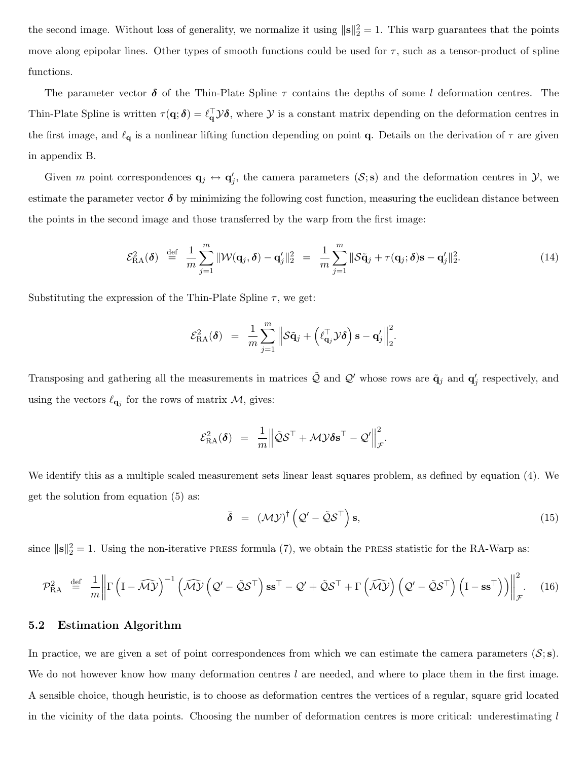the second image. Without loss of generality, we normalize it using $\|\mathbf{s}\|_2^2 = 1$. This warp guarantees that the points move along epipolar lines. Other types of smooth functions could be used for $\tau$, such as a tensor-product of spline functions.

The parameter vector $\boldsymbol{\delta}$ of the Thin-Plate Spline $\tau$ contains the depths of some $l$ deformation centres. The Thin-Plate Spline is written $\tau(\mathbf{q};\boldsymbol{\delta}) = \ell_{\mathbf{q}}^\top \mathcal{Y}\boldsymbol{\delta}$, where $\mathcal{Y}$ is a constant matrix depending on the deformation centres in the first image, and $\ell_{\mathbf{q}}$ is a nonlinear lifting function depending on point $\mathbf{q}$. Details on the derivation of $\tau$ are given in appendix B.

Given $m$ point correspondences $\mathbf{q}_j \leftrightarrow \mathbf{q}'_j$, the camera parameters $(\mathcal{S};\mathbf{s})$ and the deformation centres in $\mathcal{Y}$, we estimate the parameter vector $\boldsymbol{\delta}$ by minimizing the following cost function, measuring the euclidean distance between the points in the second image and those transferred by the warp from the first image:

$$\mathcal{E}_{\mathrm{RA}}^2(\boldsymbol{\delta}) \stackrel{\mathrm{def}}{=} \frac{1}{m}\sum_{j=1}^{m} \|\mathcal{W}(\mathbf{q}_j,\boldsymbol{\delta}) - \mathbf{q}'_j\|_2^2 = \frac{1}{m}\sum_{j=1}^{m} \|\mathcal{S}\tilde{\mathbf{q}}_j + \tau(\mathbf{q}_j;\boldsymbol{\delta})\mathbf{s} - \mathbf{q}'_j\|_2^2. \tag{14}$$

Substituting the expression of the Thin-Plate Spline $\tau$, we get:

$$\mathcal{E}_{\mathrm{RA}}^2(\boldsymbol{\delta}) = \frac{1}{m}\sum_{j=1}^{m} \left\|\mathcal{S}\tilde{\mathbf{q}}_j + \left(\ell_{\mathbf{q}_j}^\top \mathcal{Y}\boldsymbol{\delta}\right)\mathbf{s} - \mathbf{q}'_j\right\|_2^2.$$

Transposing and gathering all the measurements in matrices $\tilde{\mathcal{Q}}$ and $\mathcal{Q}'$ whose rows are $\tilde{\mathbf{q}}_j$ and $\mathbf{q}'_j$ respectively, and using the vectors $\ell_{\mathbf{q}_j}$ for the rows of matrix $\mathcal{M}$, gives:

$$\mathcal{E}_{\mathrm{RA}}^2(\boldsymbol{\delta}) = \frac{1}{m}\left\|\tilde{\mathcal{Q}}\mathcal{S}^\top + \mathcal{M}\mathcal{Y}\boldsymbol{\delta}\mathbf{s}^\top - \mathcal{Q}'\right\|_{\mathcal{F}}^2.$$

We identify this as a multiple scaled measurement sets linear least squares problem, as defined by equation (4). We get the solution from equation (5) as:

$$\bar{\boldsymbol{\delta}} = (\mathcal{M}\mathcal{Y})^\dagger \left(\mathcal{Q}' - \tilde{\mathcal{Q}}\mathcal{S}^\top\right)\mathbf{s}, \tag{15}$$

since $\|\mathbf{s}\|_2^2 = 1$. Using the non-iterative PRESS formula (7), we obtain the PRESS statistic for the RA-Warp as:

$$\mathcal{P}_{\mathrm{RA}}^2 \stackrel{\mathrm{def}}{=} \frac{1}{m}\left\|\Gamma\left(\mathrm{I} - \widehat{\mathcal{M}\mathcal{Y}}\right)^{-1}\left(\widehat{\mathcal{M}\mathcal{Y}}\left(\mathcal{Q}' - \tilde{\mathcal{Q}}\mathcal{S}^\top\right)\mathbf{s}\mathbf{s}^\top - \mathcal{Q}' + \tilde{\mathcal{Q}}\mathcal{S}^\top + \Gamma\left(\widehat{\mathcal{M}\mathcal{Y}}\right)\left(\mathcal{Q}' - \tilde{\mathcal{Q}}\mathcal{S}^\top\right)\left(\mathrm{I} - \mathbf{s}\mathbf{s}^\top\right)\right)\right\|_{\mathcal{F}}^2. \tag{16}$$

## 5.2 Estimation Algorithm

In practice, we are given a set of point correspondences from which we can estimate the camera parameters $(\mathcal{S};\mathbf{s})$. We do not however know how many deformation centres $l$ are needed, and where to place them in the first image. A sensible choice, though heuristic, is to choose as deformation centres the vertices of a regular, square grid located in the vicinity of the data points. Choosing the number of deformation centres is more critical: underestimating $l$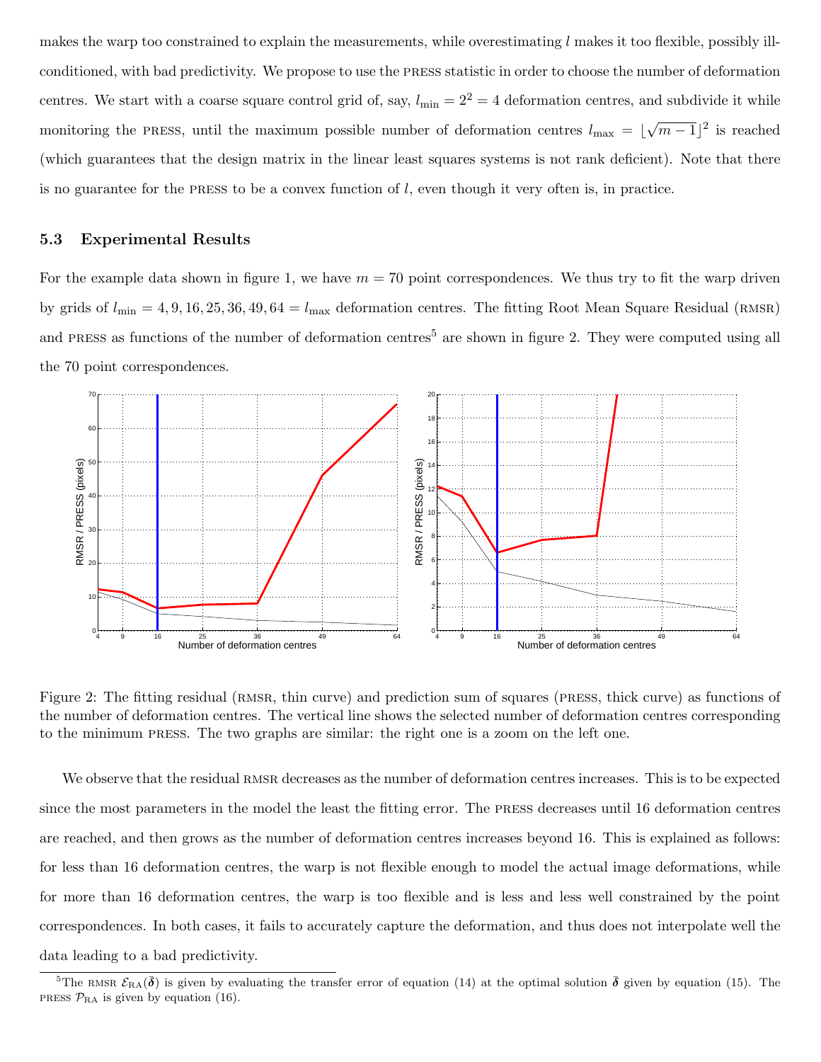makes the warp too constrained to explain the measurements, while overestimating $l$ makes it too flexible, possibly ill-conditioned, with bad predictivity. We propose to use the PRESS statistic in order to choose the number of deformation centres. We start with a coarse square control grid of, say, $l_{\min} = 2^2 = 4$ deformation centres, and subdivide it while monitoring the PRESS, until the maximum possible number of deformation centres $l_{\max} = \lfloor \sqrt{m-1} \rfloor^2$ is reached (which guarantees that the design matrix in the linear least squares systems is not rank deficient). Note that there is no guarantee for the PRESS to be a convex function of $l$, even though it very often is, in practice.

### 5.3 Experimental Results

For the example data shown in figure 1, we have $m = 70$ point correspondences. We thus try to fit the warp driven by grids of $l_{\min} = 4, 9, 16, 25, 36, 49, 64 = l_{\max}$ deformation centres. The fitting Root Mean Square Residual (RMSR) and PRESS as functions of the number of deformation centres[5] are shown in figure 2. They were computed using all the 70 point correspondences.

Figure 2: The fitting residual (RMSR, thin curve) and prediction sum of squares (PRESS, thick curve) as functions of the number of deformation centres. The vertical line shows the selected number of deformation centres corresponding to the minimum PRESS. The two graphs are similar: the right one is a zoom on the left one.

We observe that the residual RMSR decreases as the number of deformation centres increases. This is to be expected since the most parameters in the model the least the fitting error. The PRESS decreases until 16 deformation centres are reached, and then grows as the number of deformation centres increases beyond 16. This is explained as follows: for less than 16 deformation centres, the warp is not flexible enough to model the actual image deformations, while for more than 16 deformation centres, the warp is too flexible and is less and less well constrained by the point correspondences. In both cases, it fails to accurately capture the deformation, and thus does not interpolate well the data leading to a bad predictivity.

[5] The RMSR $\mathcal{E}_{\mathrm{RA}}(\bar{\boldsymbol{\delta}})$ is given by evaluating the transfer error of equation (14) at the optimal solution $\bar{\boldsymbol{\delta}}$ given by equation (15). The PRESS $\mathcal{P}_{\mathrm{RA}}$ is given by equation (16).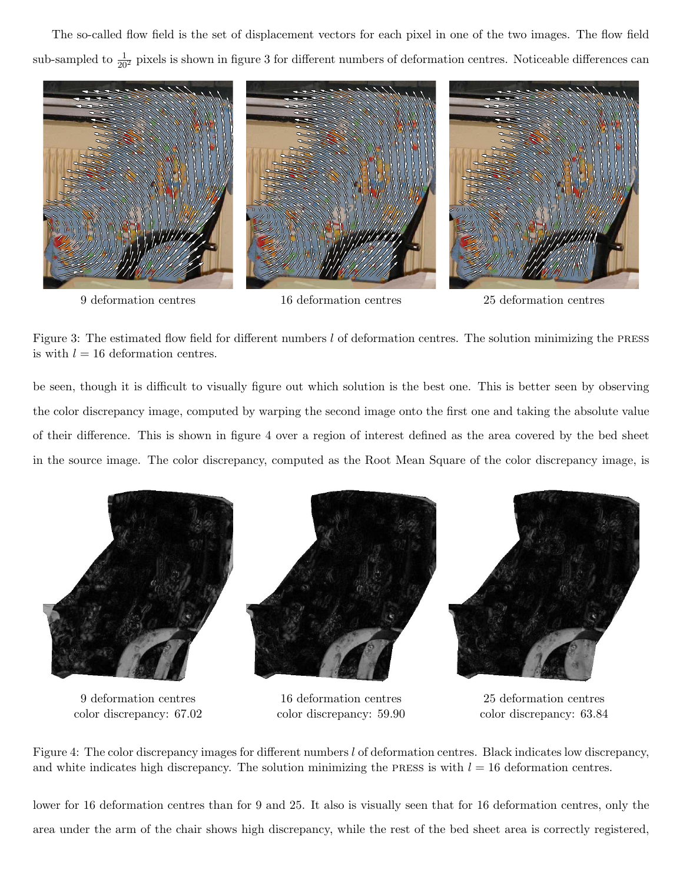The so-called flow field is the set of displacement vectors for each pixel in one of the two images. The flow field sub-sampled to $\frac{1}{20^2}$ pixels is shown in figure 3 for different numbers of deformation centres. Noticeable differences can be seen, though it is difficult to visually figure out which solution is the best one. This is better seen by observing the color discrepancy image, computed by warping the second image onto the first one and taking the absolute value of their difference. This is shown in figure 4 over a region of interest defined as the area covered by the bed sheet in the source image. The color discrepancy, computed as the Root Mean Square of the color discrepancy image, is lower for 16 deformation centres than for 9 and 25. It also is visually seen that for 16 deformation centres, only the area under the arm of the chair shows high discrepancy, while the rest of the bed sheet area is correctly registered,

9 deformation centres | 16 deformation centres | 25 deformation centres

Figure 3: The estimated flow field for different numbers $l$ of deformation centres. The solution minimizing the PRESS is with $l = 16$ deformation centres.

9 deformation centres, color discrepancy: 67.02 | 16 deformation centres, color discrepancy: 59.90 | 25 deformation centres, color discrepancy: 63.84

Figure 4: The color discrepancy images for different numbers $l$ of deformation centres. Black indicates low discrepancy, and white indicates high discrepancy. The solution minimizing the PRESS is with $l = 16$ deformation centres.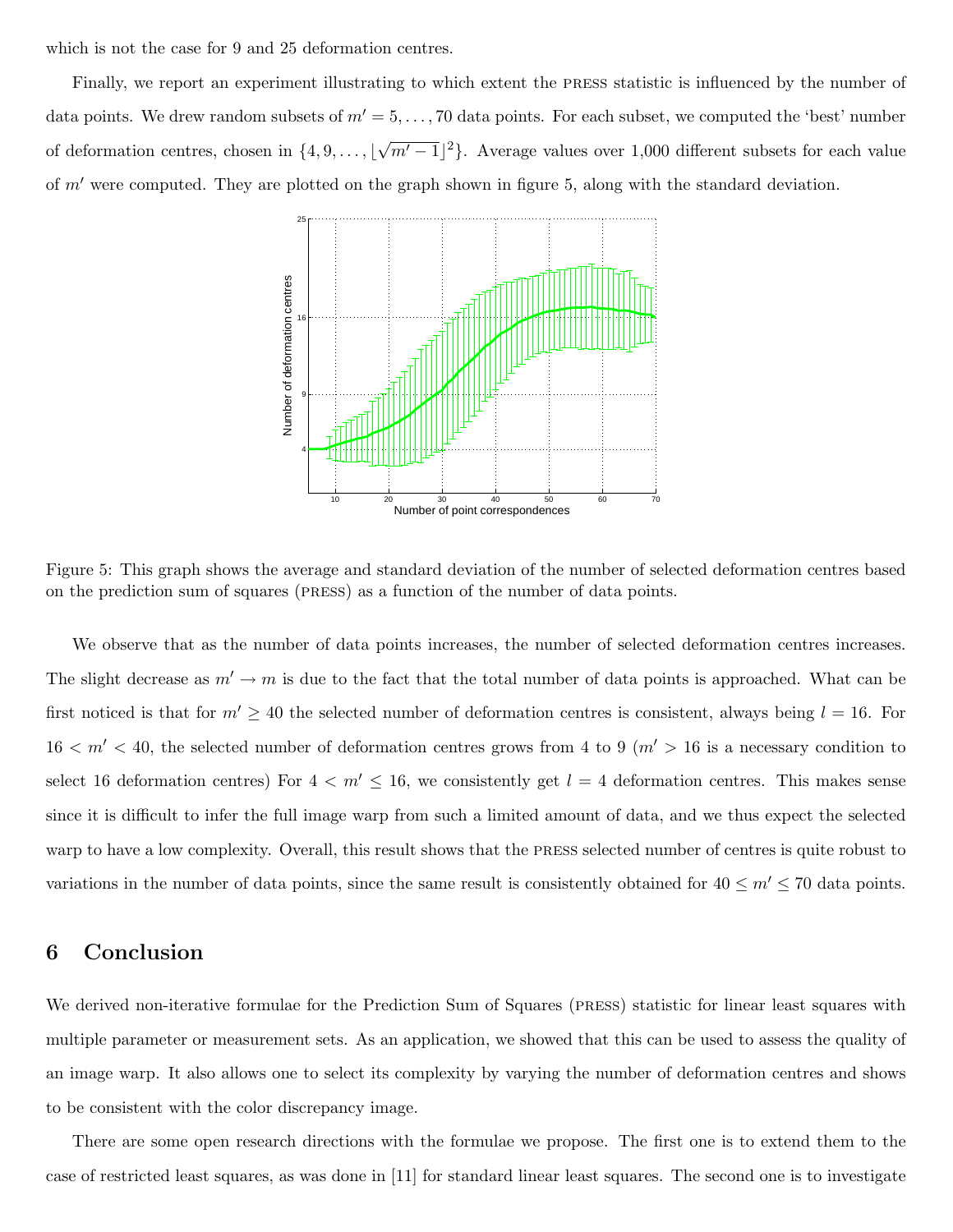which is not the case for 9 and 25 deformation centres.

Finally, we report an experiment illustrating to which extent the PRESS statistic is influenced by the number of data points. We drew random subsets of $m' = 5, \dots, 70$ data points. For each subset, we computed the 'best' number of deformation centres, chosen in $\{4, 9, \dots, \lfloor\sqrt{m'-1}\rfloor^2\}$. Average values over 1,000 different subsets for each value of $m'$ were computed. They are plotted on the graph shown in figure 5, along with the standard deviation.

Figure 5: This graph shows the average and standard deviation of the number of selected deformation centres based on the prediction sum of squares (PRESS) as a function of the number of data points.

We observe that as the number of data points increases, the number of selected deformation centres increases. The slight decrease as $m' \to m$ is due to the fact that the total number of data points is approached. What can be first noticed is that for $m' \geq 40$ the selected number of deformation centres is consistent, always being $l = 16$. For $16 < m' < 40$, the selected number of deformation centres grows from 4 to 9 ($m' > 16$ is a necessary condition to select 16 deformation centres) For $4 < m' \leq 16$, we consistently get $l = 4$ deformation centres. This makes sense since it is difficult to infer the full image warp from such a limited amount of data, and we thus expect the selected warp to have a low complexity. Overall, this result shows that the PRESS selected number of centres is quite robust to variations in the number of data points, since the same result is consistently obtained for $40 \leq m' \leq 70$ data points.

## 6 Conclusion

We derived non-iterative formulae for the Prediction Sum of Squares (PRESS) statistic for linear least squares with multiple parameter or measurement sets. As an application, we showed that this can be used to assess the quality of an image warp. It also allows one to select its complexity by varying the number of deformation centres and shows to be consistent with the color discrepancy image.

There are some open research directions with the formulae we propose. The first one is to extend them to the case of restricted least squares, as was done in [11] for standard linear least squares. The second one is to investigate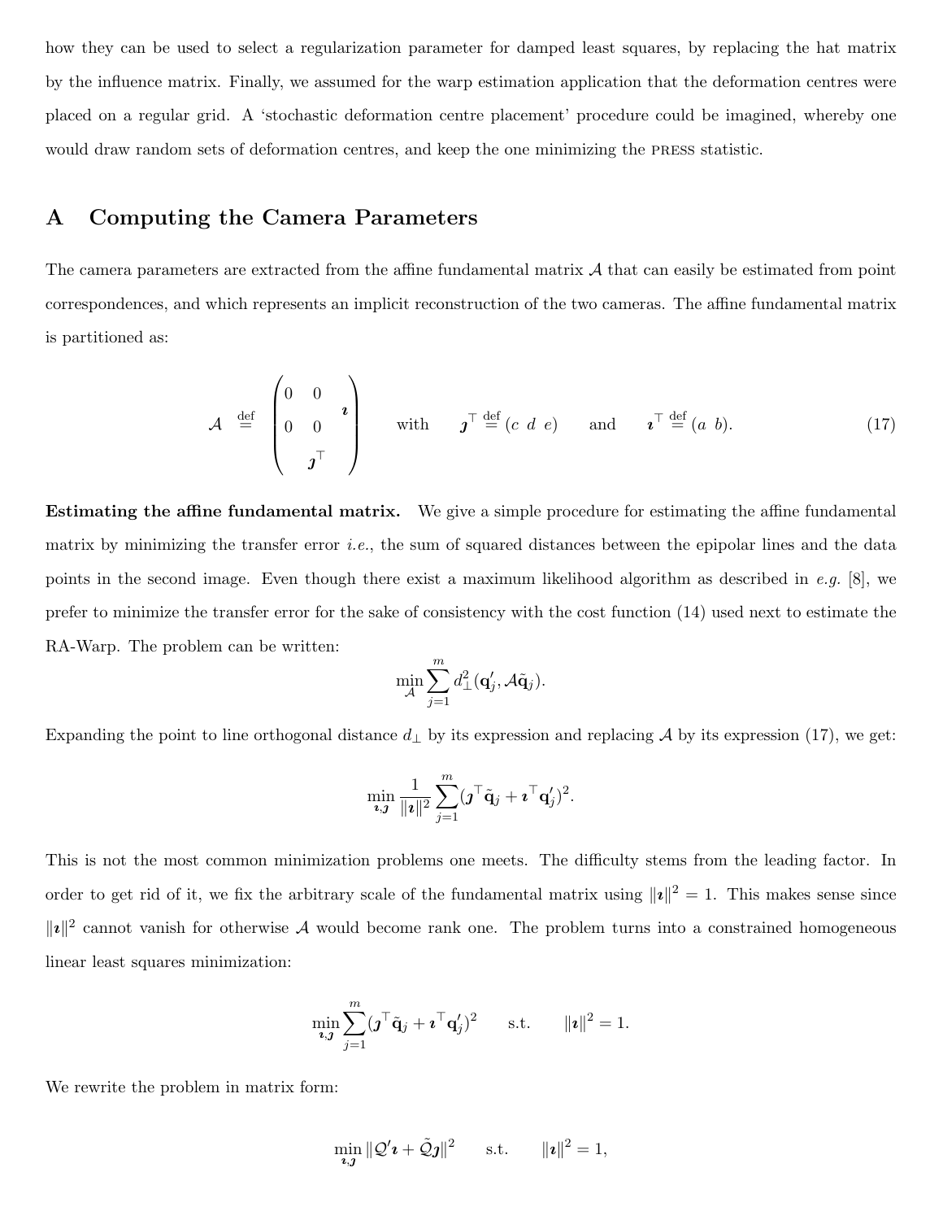how they can be used to select a regularization parameter for damped least squares, by replacing the hat matrix by the influence matrix. Finally, we assumed for the warp estimation application that the deformation centres were placed on a regular grid. A 'stochastic deformation centre placement' procedure could be imagined, whereby one would draw random sets of deformation centres, and keep the one minimizing the PRESS statistic.

## A Computing the Camera Parameters

The camera parameters are extracted from the affine fundamental matrix $\mathcal{A}$ that can easily be estimated from point correspondences, and which represents an implicit reconstruction of the two cameras. The affine fundamental matrix is partitioned as:

$$\mathcal{A} \stackrel{\text{def}}{=} \begin{pmatrix} 0 & 0 & \\ 0 & 0 & \boldsymbol{\imath} \\ & \boldsymbol{\jmath}^\top & \end{pmatrix} \qquad \text{with} \qquad \boldsymbol{\jmath}^\top \stackrel{\text{def}}{=} (c \;\; d \;\; e) \qquad \text{and} \qquad \boldsymbol{\imath}^\top \stackrel{\text{def}}{=} (a \;\; b). \tag{17}$$

**Estimating the affine fundamental matrix.** We give a simple procedure for estimating the affine fundamental matrix by minimizing the transfer error *i.e.*, the sum of squared distances between the epipolar lines and the data points in the second image. Even though there exist a maximum likelihood algorithm as described in *e.g.* [8], we prefer to minimize the transfer error for the sake of consistency with the cost function (14) used next to estimate the RA-Warp. The problem can be written:

$$\min_{\mathcal{A}} \sum_{j=1}^{m} d_\perp^2(\mathbf{q}'_j, \mathcal{A}\tilde{\mathbf{q}}_j).$$

Expanding the point to line orthogonal distance $d_\perp$ by its expression and replacing $\mathcal{A}$ by its expression (17), we get:

$$\min_{\boldsymbol{\imath},\boldsymbol{\jmath}} \frac{1}{\|\boldsymbol{\imath}\|^2} \sum_{j=1}^{m} (\boldsymbol{\jmath}^\top \tilde{\mathbf{q}}_j + \boldsymbol{\imath}^\top \mathbf{q}'_j)^2.$$

This is not the most common minimization problems one meets. The difficulty stems from the leading factor. In order to get rid of it, we fix the arbitrary scale of the fundamental matrix using $\|\boldsymbol{\imath}\|^2 = 1$. This makes sense since $\|\boldsymbol{\imath}\|^2$ cannot vanish for otherwise $\mathcal{A}$ would become rank one. The problem turns into a constrained homogeneous linear least squares minimization:

$$\min_{\boldsymbol{\imath},\boldsymbol{\jmath}} \sum_{j=1}^{m} (\boldsymbol{\jmath}^\top \tilde{\mathbf{q}}_j + \boldsymbol{\imath}^\top \mathbf{q}'_j)^2 \qquad \text{s.t.} \qquad \|\boldsymbol{\imath}\|^2 = 1.$$

We rewrite the problem in matrix form:

$$\min_{\boldsymbol{\imath},\boldsymbol{\jmath}} \|\mathcal{Q}'\boldsymbol{\imath} + \tilde{\mathcal{Q}}\boldsymbol{\jmath}\|^2 \qquad \text{s.t.} \qquad \|\boldsymbol{\imath}\|^2 = 1,$$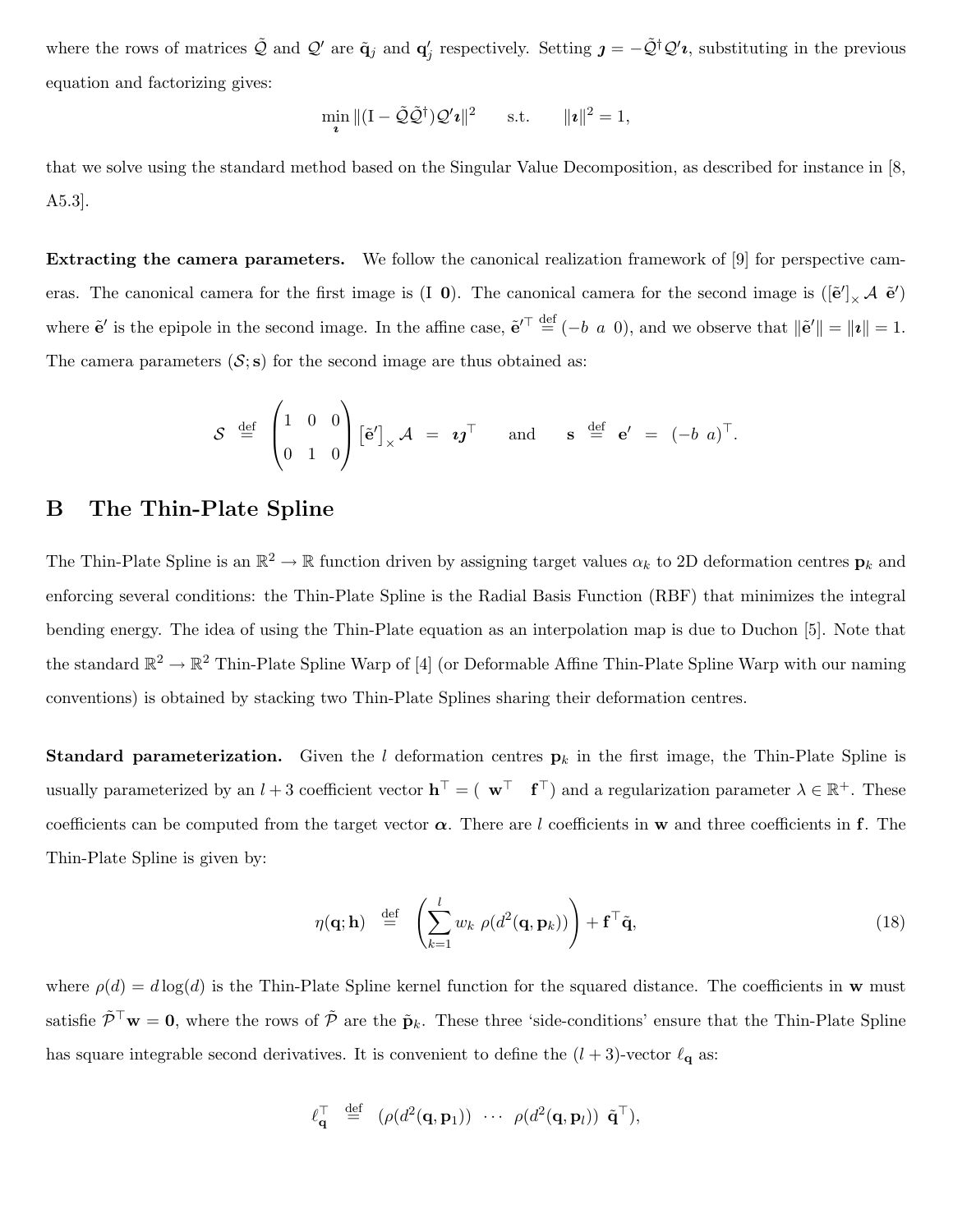where the rows of matrices $\tilde{\mathcal{Q}}$ and $\mathcal{Q}'$ are $\tilde{\mathbf{q}}_j$ and $\mathbf{q}'_j$ respectively. Setting $\boldsymbol{\jmath} = -\tilde{\mathcal{Q}}^\dagger \mathcal{Q}' \boldsymbol{\imath}$, substituting in the previous equation and factorizing gives:

$$\min_{\boldsymbol{\imath}} \|(\mathrm{I} - \tilde{\mathcal{Q}}\tilde{\mathcal{Q}}^\dagger)\mathcal{Q}'\boldsymbol{\imath}\|^2 \qquad \text{s.t.} \qquad \|\boldsymbol{\imath}\|^2 = 1,$$

that we solve using the standard method based on the Singular Value Decomposition, as described for instance in [8, A5.3].

**Extracting the camera parameters.** We follow the canonical realization framework of [9] for perspective cameras. The canonical camera for the first image is $(\mathrm{I}\ \mathbf{0})$. The canonical camera for the second image is $([\tilde{\mathbf{e}}']_\times \mathcal{A}\ \tilde{\mathbf{e}}')$ where $\tilde{\mathbf{e}}'$ is the epipole in the second image. In the affine case, $\tilde{\mathbf{e}}'^\top \stackrel{\text{def}}{=} (-b\ a\ 0)$, and we observe that $\|\tilde{\mathbf{e}}'\| = \|\boldsymbol{\imath}\| = 1$. The camera parameters $(\mathcal{S}; \mathbf{s})$ for the second image are thus obtained as:

$$\mathcal{S} \stackrel{\text{def}}{=} \begin{pmatrix} 1 & 0 & 0 \\ 0 & 1 & 0 \end{pmatrix} [\tilde{\mathbf{e}}']_\times \mathcal{A} = \boldsymbol{\imath}\boldsymbol{\jmath}^\top \qquad \text{and} \qquad \mathbf{s} \stackrel{\text{def}}{=} \mathbf{e}' = (-b\ a)^\top.$$

# B The Thin-Plate Spline

The Thin-Plate Spline is an $\mathbb{R}^2 \to \mathbb{R}$ function driven by assigning target values $\alpha_k$ to 2D deformation centres $\mathbf{p}_k$ and enforcing several conditions: the Thin-Plate Spline is the Radial Basis Function (RBF) that minimizes the integral bending energy. The idea of using the Thin-Plate equation as an interpolation map is due to Duchon [5]. Note that the standard $\mathbb{R}^2 \to \mathbb{R}^2$ Thin-Plate Spline Warp of [4] (or Deformable Affine Thin-Plate Spline Warp with our naming conventions) is obtained by stacking two Thin-Plate Splines sharing their deformation centres.

**Standard parameterization.** Given the $l$ deformation centres $\mathbf{p}_k$ in the first image, the Thin-Plate Spline is usually parameterized by an $l+3$ coefficient vector $\mathbf{h}^\top = (\ \mathbf{w}^\top\ \ \mathbf{f}^\top)$ and a regularization parameter $\lambda \in \mathbb{R}^+$. These coefficients can be computed from the target vector $\boldsymbol{\alpha}$. There are $l$ coefficients in $\mathbf{w}$ and three coefficients in $\mathbf{f}$. The Thin-Plate Spline is given by:

$$\eta(\mathbf{q}; \mathbf{h}) \stackrel{\text{def}}{=} \left( \sum_{k=1}^{l} w_k\ \rho(d^2(\mathbf{q}, \mathbf{p}_k)) \right) + \mathbf{f}^\top \tilde{\mathbf{q}}, \tag{18}$$

where $\rho(d) = d \log(d)$ is the Thin-Plate Spline kernel function for the squared distance. The coefficients in $\mathbf{w}$ must satisfie $\tilde{\mathcal{P}}^\top \mathbf{w} = \mathbf{0}$, where the rows of $\tilde{\mathcal{P}}$ are the $\tilde{\mathbf{p}}_k$. These three 'side-conditions' ensure that the Thin-Plate Spline has square integrable second derivatives. It is convenient to define the $(l+3)$-vector $\ell_\mathbf{q}$ as:

$$\ell_\mathbf{q}^\top \stackrel{\text{def}}{=} (\rho(d^2(\mathbf{q}, \mathbf{p}_1)) \ \cdots\ \rho(d^2(\mathbf{q}, \mathbf{p}_l))\ \tilde{\mathbf{q}}^\top),$$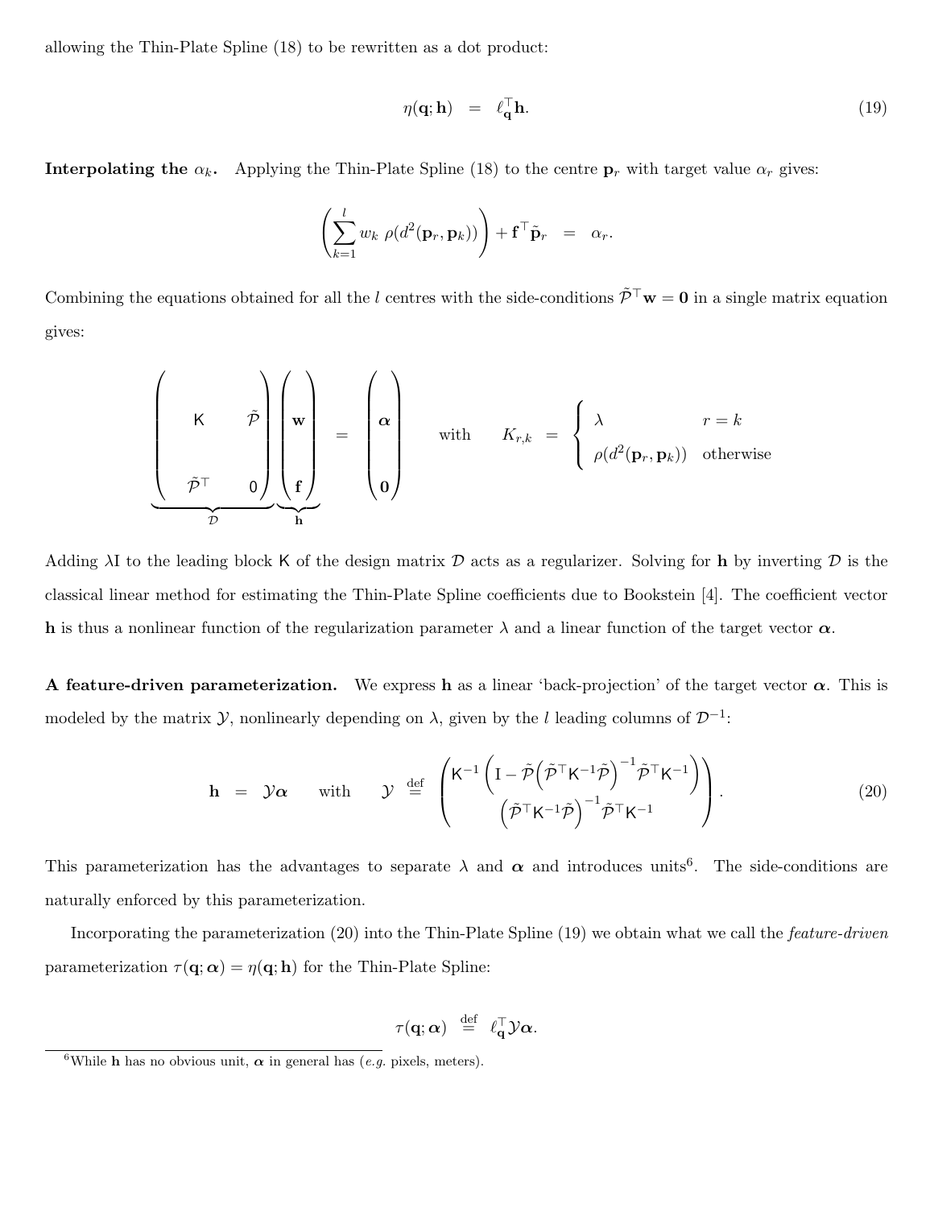allowing the Thin-Plate Spline (18) to be rewritten as a dot product:

$$\eta(\mathbf{q}; \mathbf{h}) \;=\; \ell_{\mathbf{q}}^{\top} \mathbf{h}. \tag{19}$$

**Interpolating the $\alpha_k$.** Applying the Thin-Plate Spline (18) to the centre $\mathbf{p}_r$ with target value $\alpha_r$ gives:

$$\left( \sum_{k=1}^{l} w_k \; \rho(d^2(\mathbf{p}_r, \mathbf{p}_k)) \right) + \mathbf{f}^{\top} \tilde{\mathbf{p}}_r \;=\; \alpha_r.$$

Combining the equations obtained for all the $l$ centres with the side-conditions $\tilde{\mathcal{P}}^{\top} \mathbf{w} = \mathbf{0}$ in a single matrix equation gives:

$$\underbrace{\begin{pmatrix} \mathsf{K} & \tilde{\mathcal{P}} \\ \tilde{\mathcal{P}}^{\top} & \mathsf{0} \end{pmatrix}}_{\mathcal{D}} \underbrace{\begin{pmatrix} \mathbf{w} \\ \mathbf{f} \end{pmatrix}}_{\mathbf{h}} = \begin{pmatrix} \boldsymbol{\alpha} \\ \mathbf{0} \end{pmatrix} \qquad \text{with} \qquad K_{r,k} \;=\; \begin{cases} \lambda & r = k \\ \rho(d^2(\mathbf{p}_r, \mathbf{p}_k)) & \text{otherwise} \end{cases}$$

Adding $\lambda \mathsf{I}$ to the leading block $\mathsf{K}$ of the design matrix $\mathcal{D}$ acts as a regularizer. Solving for $\mathbf{h}$ by inverting $\mathcal{D}$ is the classical linear method for estimating the Thin-Plate Spline coefficients due to Bookstein [4]. The coefficient vector $\mathbf{h}$ is thus a nonlinear function of the regularization parameter $\lambda$ and a linear function of the target vector $\boldsymbol{\alpha}$.

**A feature-driven parameterization.** We express $\mathbf{h}$ as a linear 'back-projection' of the target vector $\boldsymbol{\alpha}$. This is modeled by the matrix $\mathcal{Y}$, nonlinearly depending on $\lambda$, given by the $l$ leading columns of $\mathcal{D}^{-1}$:

$$\mathbf{h} \;=\; \mathcal{Y} \boldsymbol{\alpha} \qquad \text{with} \qquad \mathcal{Y} \;\stackrel{\text{def}}{=}\; \begin{pmatrix} \mathsf{K}^{-1} \left( \mathsf{I} - \tilde{\mathcal{P}} \left( \tilde{\mathcal{P}}^{\top} \mathsf{K}^{-1} \tilde{\mathcal{P}} \right)^{-1} \tilde{\mathcal{P}}^{\top} \mathsf{K}^{-1} \right) \\ \left( \tilde{\mathcal{P}}^{\top} \mathsf{K}^{-1} \tilde{\mathcal{P}} \right)^{-1} \tilde{\mathcal{P}}^{\top} \mathsf{K}^{-1} \end{pmatrix}. \tag{20}$$

This parameterization has the advantages to separate $\lambda$ and $\boldsymbol{\alpha}$ and introduces units[6]. The side-conditions are naturally enforced by this parameterization.

Incorporating the parameterization (20) into the Thin-Plate Spline (19) we obtain what we call the *feature-driven* parameterization $\tau(\mathbf{q}; \boldsymbol{\alpha}) = \eta(\mathbf{q}; \mathbf{h})$ for the Thin-Plate Spline:

$$\tau(\mathbf{q}; \boldsymbol{\alpha}) \;\stackrel{\text{def}}{=}\; \ell_{\mathbf{q}}^{\top} \mathcal{Y} \boldsymbol{\alpha}.$$

[6] While $\mathbf{h}$ has no obvious unit, $\boldsymbol{\alpha}$ in general has (*e.g.* pixels, meters).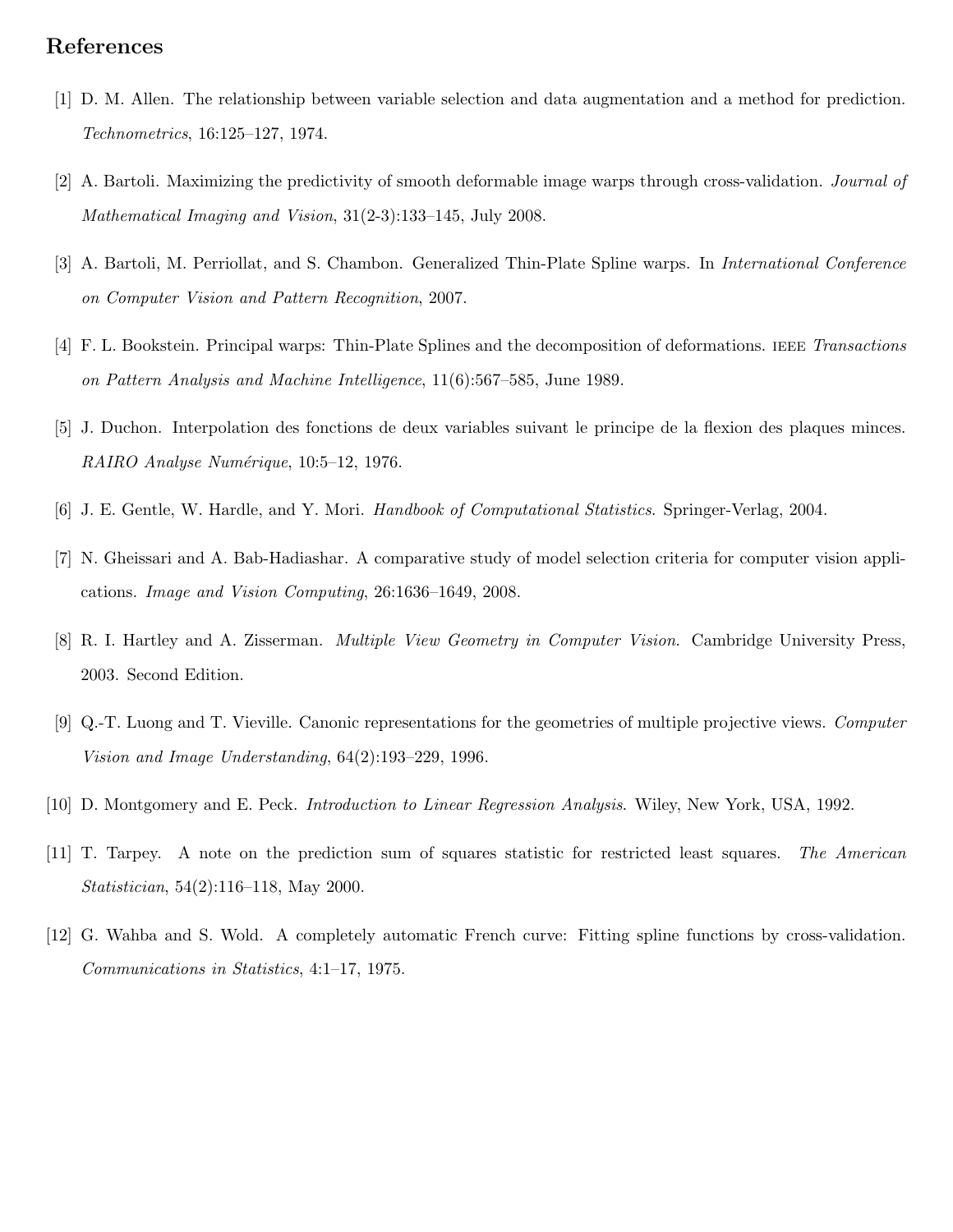## References

[1] D. M. Allen. The relationship between variable selection and data augmentation and a method for prediction. *Technometrics*, 16:125–127, 1974.

[2] A. Bartoli. Maximizing the predictivity of smooth deformable image warps through cross-validation. *Journal of Mathematical Imaging and Vision*, 31(2-3):133–145, July 2008.

[3] A. Bartoli, M. Perriollat, and S. Chambon. Generalized Thin-Plate Spline warps. In *International Conference on Computer Vision and Pattern Recognition*, 2007.

[4] F. L. Bookstein. Principal warps: Thin-Plate Splines and the decomposition of deformations. IEEE *Transactions on Pattern Analysis and Machine Intelligence*, 11(6):567–585, June 1989.

[5] J. Duchon. Interpolation des fonctions de deux variables suivant le principe de la flexion des plaques minces. *RAIRO Analyse Numérique*, 10:5–12, 1976.

[6] J. E. Gentle, W. Hardle, and Y. Mori. *Handbook of Computational Statistics*. Springer-Verlag, 2004.

[7] N. Gheissari and A. Bab-Hadiashar. A comparative study of model selection criteria for computer vision applications. *Image and Vision Computing*, 26:1636–1649, 2008.

[8] R. I. Hartley and A. Zisserman. *Multiple View Geometry in Computer Vision*. Cambridge University Press, 2003. Second Edition.

[9] Q.-T. Luong and T. Vieville. Canonic representations for the geometries of multiple projective views. *Computer Vision and Image Understanding*, 64(2):193–229, 1996.

[10] D. Montgomery and E. Peck. *Introduction to Linear Regression Analysis*. Wiley, New York, USA, 1992.

[11] T. Tarpey. A note on the prediction sum of squares statistic for restricted least squares. *The American Statistician*, 54(2):116–118, May 2000.

[12] G. Wahba and S. Wold. A completely automatic French curve: Fitting spline functions by cross-validation. *Communications in Statistics*, 4:1–17, 1975.